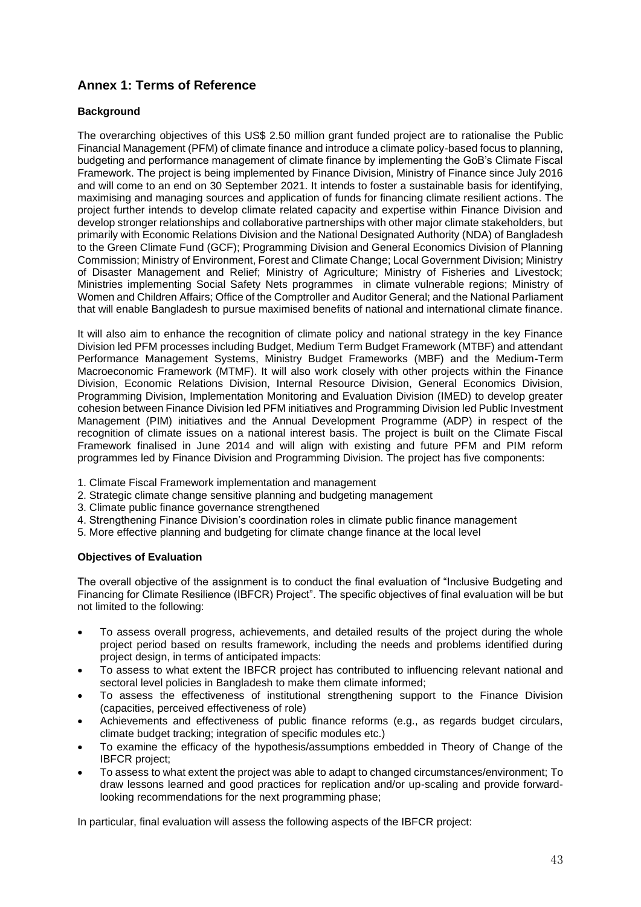## Annex 1: Terms of Reference

### Background

The overarching objectives of this US$ 2.50 million grant funded project are to rationalise the Public Financial Management (PFM) of climate finance and introduce a climate policy-based focus to planning, budgeting and performance management of climate finance by implementing the GoB's Climate Fiscal Framework. The project is being implemented by Finance Division, Ministry of Finance since July 2016 and will come to an end on 30 September 2021. It intends to foster a sustainable basis for identifying, maximising and managing sources and application of funds for financing climate resilient actions. The project further intends to develop climate related capacity and expertise within Finance Division and develop stronger relationships and collaborative partnerships with other major climate stakeholders, but primarily with Economic Relations Division and the National Designated Authority (NDA) of Bangladesh to the Green Climate Fund (GCF); Programming Division and General Economics Division of Planning Commission; Ministry of Environment, Forest and Climate Change; Local Government Division; Ministry of Disaster Management and Relief; Ministry of Agriculture; Ministry of Fisheries and Livestock; Ministries implementing Social Safety Nets programmes in climate vulnerable regions; Ministry of Women and Children Affairs; Office of the Comptroller and Auditor General; and the National Parliament that will enable Bangladesh to pursue maximised benefits of national and international climate finance.

It will also aim to enhance the recognition of climate policy and national strategy in the key Finance Division led PFM processes including Budget, Medium Term Budget Framework (MTBF) and attendant Performance Management Systems, Ministry Budget Frameworks (MBF) and the Medium-Term Macroeconomic Framework (MTMF). It will also work closely with other projects within the Finance Division, Economic Relations Division, Internal Resource Division, General Economics Division, Programming Division, Implementation Monitoring and Evaluation Division (IMED) to develop greater cohesion between Finance Division led PFM initiatives and Programming Division led Public Investment Management (PIM) initiatives and the Annual Development Programme (ADP) in respect of the recognition of climate issues on a national interest basis. The project is built on the Climate Fiscal Framework finalised in June 2014 and will align with existing and future PFM and PIM reform programmes led by Finance Division and Programming Division. The project has five components:

1. Climate Fiscal Framework implementation and management
2. Strategic climate change sensitive planning and budgeting management
3. Climate public finance governance strengthened
4. Strengthening Finance Division's coordination roles in climate public finance management
5. More effective planning and budgeting for climate change finance at the local level

### Objectives of Evaluation

The overall objective of the assignment is to conduct the final evaluation of "Inclusive Budgeting and Financing for Climate Resilience (IBFCR) Project". The specific objectives of final evaluation will be but not limited to the following:

- To assess overall progress, achievements, and detailed results of the project during the whole project period based on results framework, including the needs and problems identified during project design, in terms of anticipated impacts:
- To assess to what extent the IBFCR project has contributed to influencing relevant national and sectoral level policies in Bangladesh to make them climate informed;
- To assess the effectiveness of institutional strengthening support to the Finance Division (capacities, perceived effectiveness of role)
- Achievements and effectiveness of public finance reforms (e.g., as regards budget circulars, climate budget tracking; integration of specific modules etc.)
- To examine the efficacy of the hypothesis/assumptions embedded in Theory of Change of the IBFCR project;
- To assess to what extent the project was able to adapt to changed circumstances/environment; To draw lessons learned and good practices for replication and/or up-scaling and provide forward-looking recommendations for the next programming phase;

In particular, final evaluation will assess the following aspects of the IBFCR project: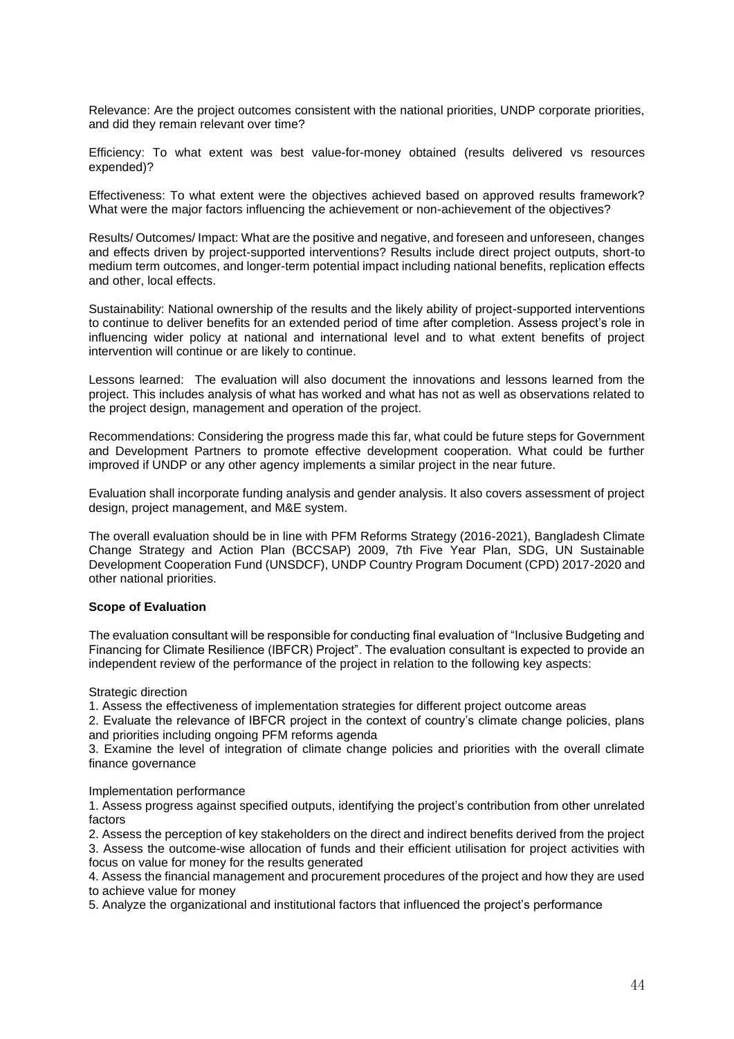Relevance: Are the project outcomes consistent with the national priorities, UNDP corporate priorities, and did they remain relevant over time?

Efficiency: To what extent was best value-for-money obtained (results delivered vs resources expended)?

Effectiveness: To what extent were the objectives achieved based on approved results framework? What were the major factors influencing the achievement or non-achievement of the objectives?

Results/ Outcomes/ Impact: What are the positive and negative, and foreseen and unforeseen, changes and effects driven by project-supported interventions? Results include direct project outputs, short-to medium term outcomes, and longer-term potential impact including national benefits, replication effects and other, local effects.

Sustainability: National ownership of the results and the likely ability of project-supported interventions to continue to deliver benefits for an extended period of time after completion. Assess project's role in influencing wider policy at national and international level and to what extent benefits of project intervention will continue or are likely to continue.

Lessons learned: The evaluation will also document the innovations and lessons learned from the project. This includes analysis of what has worked and what has not as well as observations related to the project design, management and operation of the project.

Recommendations: Considering the progress made this far, what could be future steps for Government and Development Partners to promote effective development cooperation. What could be further improved if UNDP or any other agency implements a similar project in the near future.

Evaluation shall incorporate funding analysis and gender analysis. It also covers assessment of project design, project management, and M&E system.

The overall evaluation should be in line with PFM Reforms Strategy (2016-2021), Bangladesh Climate Change Strategy and Action Plan (BCCSAP) 2009, 7th Five Year Plan, SDG, UN Sustainable Development Cooperation Fund (UNSDCF), UNDP Country Program Document (CPD) 2017-2020 and other national priorities.

**Scope of Evaluation**

The evaluation consultant will be responsible for conducting final evaluation of "Inclusive Budgeting and Financing for Climate Resilience (IBFCR) Project". The evaluation consultant is expected to provide an independent review of the performance of the project in relation to the following key aspects:

Strategic direction

1. Assess the effectiveness of implementation strategies for different project outcome areas
2. Evaluate the relevance of IBFCR project in the context of country's climate change policies, plans and priorities including ongoing PFM reforms agenda
3. Examine the level of integration of climate change policies and priorities with the overall climate finance governance

Implementation performance

1. Assess progress against specified outputs, identifying the project's contribution from other unrelated factors
2. Assess the perception of key stakeholders on the direct and indirect benefits derived from the project
3. Assess the outcome-wise allocation of funds and their efficient utilisation for project activities with focus on value for money for the results generated
4. Assess the financial management and procurement procedures of the project and how they are used to achieve value for money
5. Analyze the organizational and institutional factors that influenced the project's performance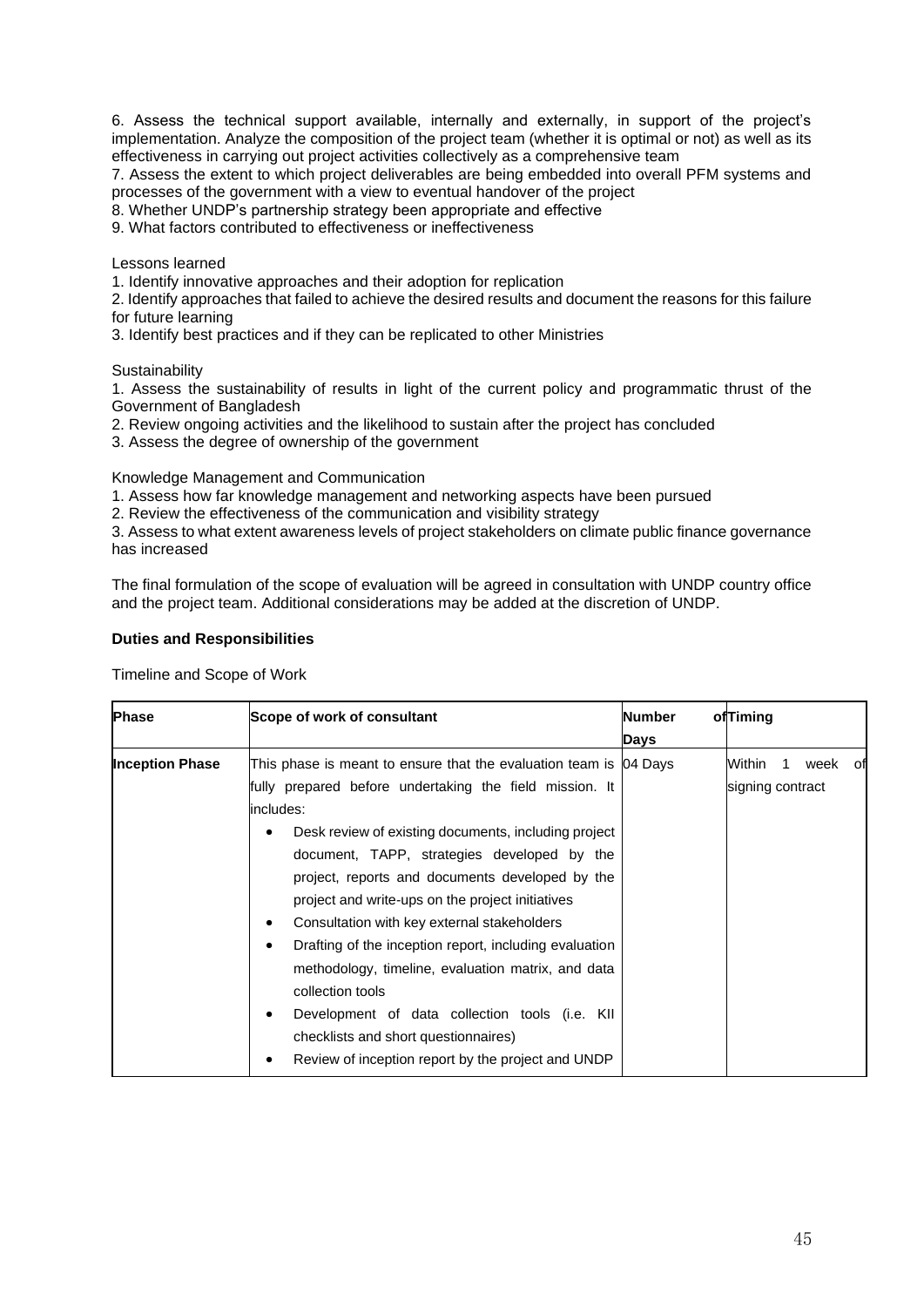6. Assess the technical support available, internally and externally, in support of the project's implementation. Analyze the composition of the project team (whether it is optimal or not) as well as its effectiveness in carrying out project activities collectively as a comprehensive team
7. Assess the extent to which project deliverables are being embedded into overall PFM systems and processes of the government with a view to eventual handover of the project
8. Whether UNDP's partnership strategy been appropriate and effective
9. What factors contributed to effectiveness or ineffectiveness

Lessons learned

1. Identify innovative approaches and their adoption for replication
2. Identify approaches that failed to achieve the desired results and document the reasons for this failure for future learning
3. Identify best practices and if they can be replicated to other Ministries

Sustainability

1. Assess the sustainability of results in light of the current policy and programmatic thrust of the Government of Bangladesh
2. Review ongoing activities and the likelihood to sustain after the project has concluded
3. Assess the degree of ownership of the government

Knowledge Management and Communication

1. Assess how far knowledge management and networking aspects have been pursued
2. Review the effectiveness of the communication and visibility strategy
3. Assess to what extent awareness levels of project stakeholders on climate public finance governance has increased

The final formulation of the scope of evaluation will be agreed in consultation with UNDP country office and the project team. Additional considerations may be added at the discretion of UNDP.

**Duties and Responsibilities**

Timeline and Scope of Work

| **Phase** | **Scope of work of consultant** | **Number of Days** | **Timing** |
|---|---|---|---|
| **Inception Phase** | This phase is meant to ensure that the evaluation team is fully prepared before undertaking the field mission. It includes:<br>• Desk review of existing documents, including project document, TAPP, strategies developed by the project, reports and documents developed by the project and write-ups on the project initiatives<br>• Consultation with key external stakeholders<br>• Drafting of the inception report, including evaluation methodology, timeline, evaluation matrix, and data collection tools<br>• Development of data collection tools (i.e. KII checklists and short questionnaires)<br>• Review of inception report by the project and UNDP | 04 Days | Within 1 week of signing contract |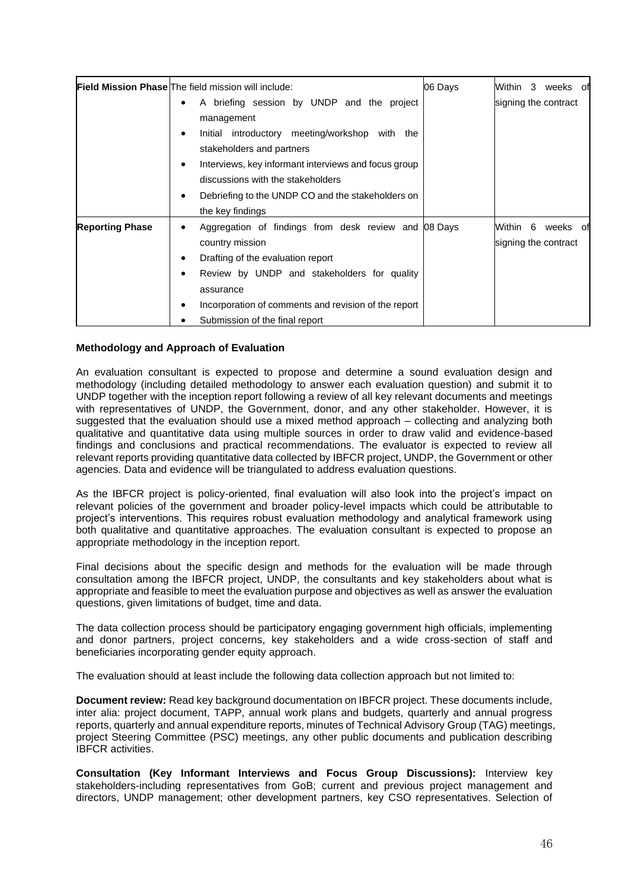| | | | |
|---|---|---|---|
| **Field Mission Phase** | The field mission will include: <br>• A briefing session by UNDP and the project management <br>• Initial introductory meeting/workshop with the stakeholders and partners <br>• Interviews, key informant interviews and focus group discussions with the stakeholders <br>• Debriefing to the UNDP CO and the stakeholders on the key findings | 06 Days | Within 3 weeks of signing the contract |
| **Reporting Phase** | • Aggregation of findings from desk review and country mission <br>• Drafting of the evaluation report <br>• Review by UNDP and stakeholders for quality assurance <br>• Incorporation of comments and revision of the report <br>• Submission of the final report | 08 Days | Within 6 weeks of signing the contract |

**Methodology and Approach of Evaluation**

An evaluation consultant is expected to propose and determine a sound evaluation design and methodology (including detailed methodology to answer each evaluation question) and submit it to UNDP together with the inception report following a review of all key relevant documents and meetings with representatives of UNDP, the Government, donor, and any other stakeholder. However, it is suggested that the evaluation should use a mixed method approach – collecting and analyzing both qualitative and quantitative data using multiple sources in order to draw valid and evidence-based findings and conclusions and practical recommendations. The evaluator is expected to review all relevant reports providing quantitative data collected by IBFCR project, UNDP, the Government or other agencies. Data and evidence will be triangulated to address evaluation questions.

As the IBFCR project is policy-oriented, final evaluation will also look into the project's impact on relevant policies of the government and broader policy-level impacts which could be attributable to project's interventions. This requires robust evaluation methodology and analytical framework using both qualitative and quantitative approaches. The evaluation consultant is expected to propose an appropriate methodology in the inception report.

Final decisions about the specific design and methods for the evaluation will be made through consultation among the IBFCR project, UNDP, the consultants and key stakeholders about what is appropriate and feasible to meet the evaluation purpose and objectives as well as answer the evaluation questions, given limitations of budget, time and data.

The data collection process should be participatory engaging government high officials, implementing and donor partners, project concerns, key stakeholders and a wide cross-section of staff and beneficiaries incorporating gender equity approach.

The evaluation should at least include the following data collection approach but not limited to:

**Document review:** Read key background documentation on IBFCR project. These documents include, inter alia: project document, TAPP, annual work plans and budgets, quarterly and annual progress reports, quarterly and annual expenditure reports, minutes of Technical Advisory Group (TAG) meetings, project Steering Committee (PSC) meetings, any other public documents and publication describing IBFCR activities.

**Consultation (Key Informant Interviews and Focus Group Discussions):** Interview key stakeholders-including representatives from GoB; current and previous project management and directors, UNDP management; other development partners, key CSO representatives. Selection of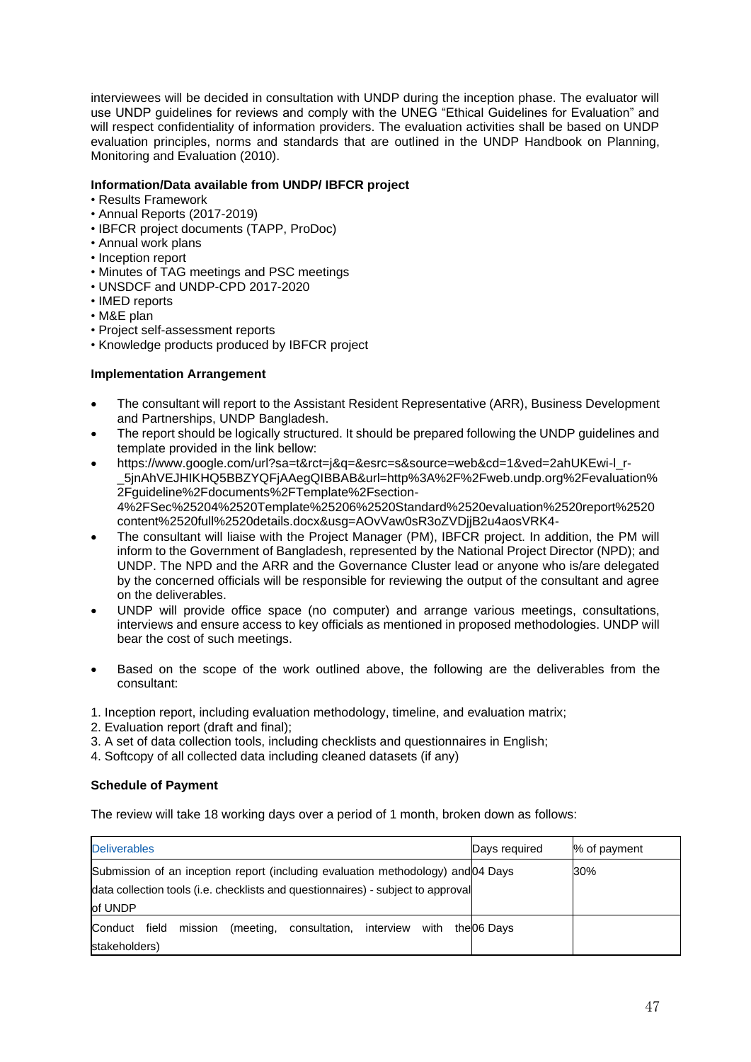interviewees will be decided in consultation with UNDP during the inception phase. The evaluator will use UNDP guidelines for reviews and comply with the UNEG "Ethical Guidelines for Evaluation" and will respect confidentiality of information providers. The evaluation activities shall be based on UNDP evaluation principles, norms and standards that are outlined in the UNDP Handbook on Planning, Monitoring and Evaluation (2010).

**Information/Data available from UNDP/ IBFCR project**

- Results Framework
- Annual Reports (2017-2019)
- IBFCR project documents (TAPP, ProDoc)
- Annual work plans
- Inception report
- Minutes of TAG meetings and PSC meetings
- UNSDCF and UNDP-CPD 2017-2020
- IMED reports
- M&E plan
- Project self-assessment reports
- Knowledge products produced by IBFCR project

**Implementation Arrangement**

- The consultant will report to the Assistant Resident Representative (ARR), Business Development and Partnerships, UNDP Bangladesh.
- The report should be logically structured. It should be prepared following the UNDP guidelines and template provided in the link bellow:
- https://www.google.com/url?sa=t&rct=j&q=&esrc=s&source=web&cd=1&ved=2ahUKEwi-l_r-_5jnAhVEJHIKHQ5BBZYQFjAAegQIBBAB&url=http%3A%2F%2Fweb.undp.org%2Fevaluation%2Fguideline%2Fdocuments%2FTemplate%2Fsection-4%2FSec%25204%2520Template%25206%2520Standard%2520evaluation%2520report%2520content%2520full%2520details.docx&usg=AOvVaw0sR3oZVDjjB2u4aosVRK4-
- The consultant will liaise with the Project Manager (PM), IBFCR project. In addition, the PM will inform to the Government of Bangladesh, represented by the National Project Director (NPD); and UNDP. The NPD and the ARR and the Governance Cluster lead or anyone who is/are delegated by the concerned officials will be responsible for reviewing the output of the consultant and agree on the deliverables.
- UNDP will provide office space (no computer) and arrange various meetings, consultations, interviews and ensure access to key officials as mentioned in proposed methodologies. UNDP will bear the cost of such meetings.
- Based on the scope of the work outlined above, the following are the deliverables from the consultant:

1. Inception report, including evaluation methodology, timeline, and evaluation matrix;
2. Evaluation report (draft and final);
3. A set of data collection tools, including checklists and questionnaires in English;
4. Softcopy of all collected data including cleaned datasets (if any)

**Schedule of Payment**

The review will take 18 working days over a period of 1 month, broken down as follows:

| Deliverables | Days required | % of payment |
|---|---|---|
| Submission of an inception report (including evaluation methodology) and data collection tools (i.e. checklists and questionnaires) - subject to approval of UNDP | 04 Days | 30% |
| Conduct field mission (meeting, consultation, interview with the stakeholders) | 06 Days | |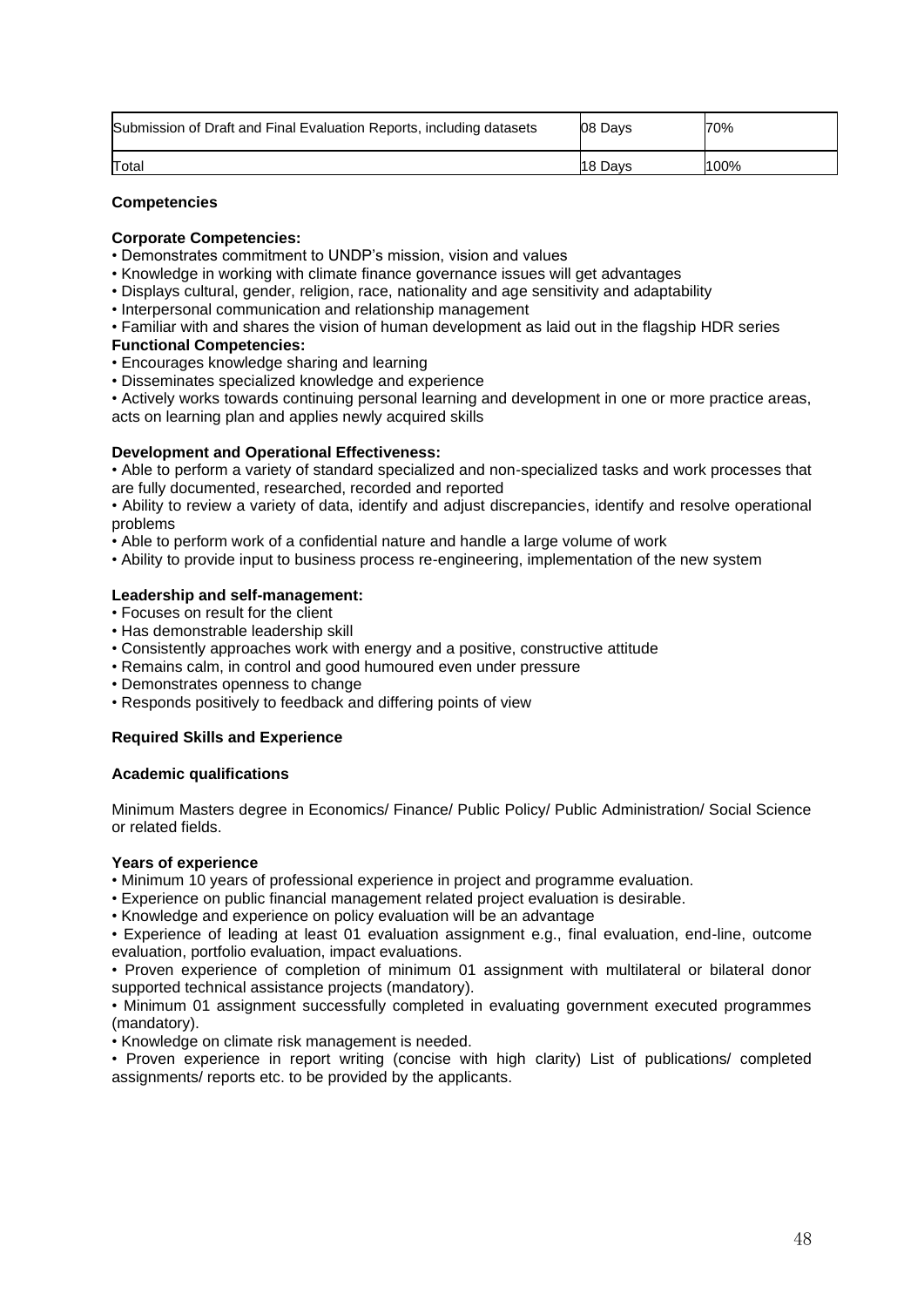| Submission of Draft and Final Evaluation Reports, including datasets | 08 Days | 70% |
|---|---|---|
| Total | 18 Days | 100% |

**Competencies**

**Corporate Competencies:**
- Demonstrates commitment to UNDP's mission, vision and values
- Knowledge in working with climate finance governance issues will get advantages
- Displays cultural, gender, religion, race, nationality and age sensitivity and adaptability
- Interpersonal communication and relationship management
- Familiar with and shares the vision of human development as laid out in the flagship HDR series

**Functional Competencies:**
- Encourages knowledge sharing and learning
- Disseminates specialized knowledge and experience
- Actively works towards continuing personal learning and development in one or more practice areas, acts on learning plan and applies newly acquired skills

**Development and Operational Effectiveness:**
- Able to perform a variety of standard specialized and non-specialized tasks and work processes that are fully documented, researched, recorded and reported
- Ability to review a variety of data, identify and adjust discrepancies, identify and resolve operational problems
- Able to perform work of a confidential nature and handle a large volume of work
- Ability to provide input to business process re-engineering, implementation of the new system

**Leadership and self-management:**
- Focuses on result for the client
- Has demonstrable leadership skill
- Consistently approaches work with energy and a positive, constructive attitude
- Remains calm, in control and good humoured even under pressure
- Demonstrates openness to change
- Responds positively to feedback and differing points of view

**Required Skills and Experience**

**Academic qualifications**

Minimum Masters degree in Economics/ Finance/ Public Policy/ Public Administration/ Social Science or related fields.

**Years of experience**
- Minimum 10 years of professional experience in project and programme evaluation.
- Experience on public financial management related project evaluation is desirable.
- Knowledge and experience on policy evaluation will be an advantage
- Experience of leading at least 01 evaluation assignment e.g., final evaluation, end-line, outcome evaluation, portfolio evaluation, impact evaluations.
- Proven experience of completion of minimum 01 assignment with multilateral or bilateral donor supported technical assistance projects (mandatory).
- Minimum 01 assignment successfully completed in evaluating government executed programmes (mandatory).
- Knowledge on climate risk management is needed.
- Proven experience in report writing (concise with high clarity) List of publications/ completed assignments/ reports etc. to be provided by the applicants.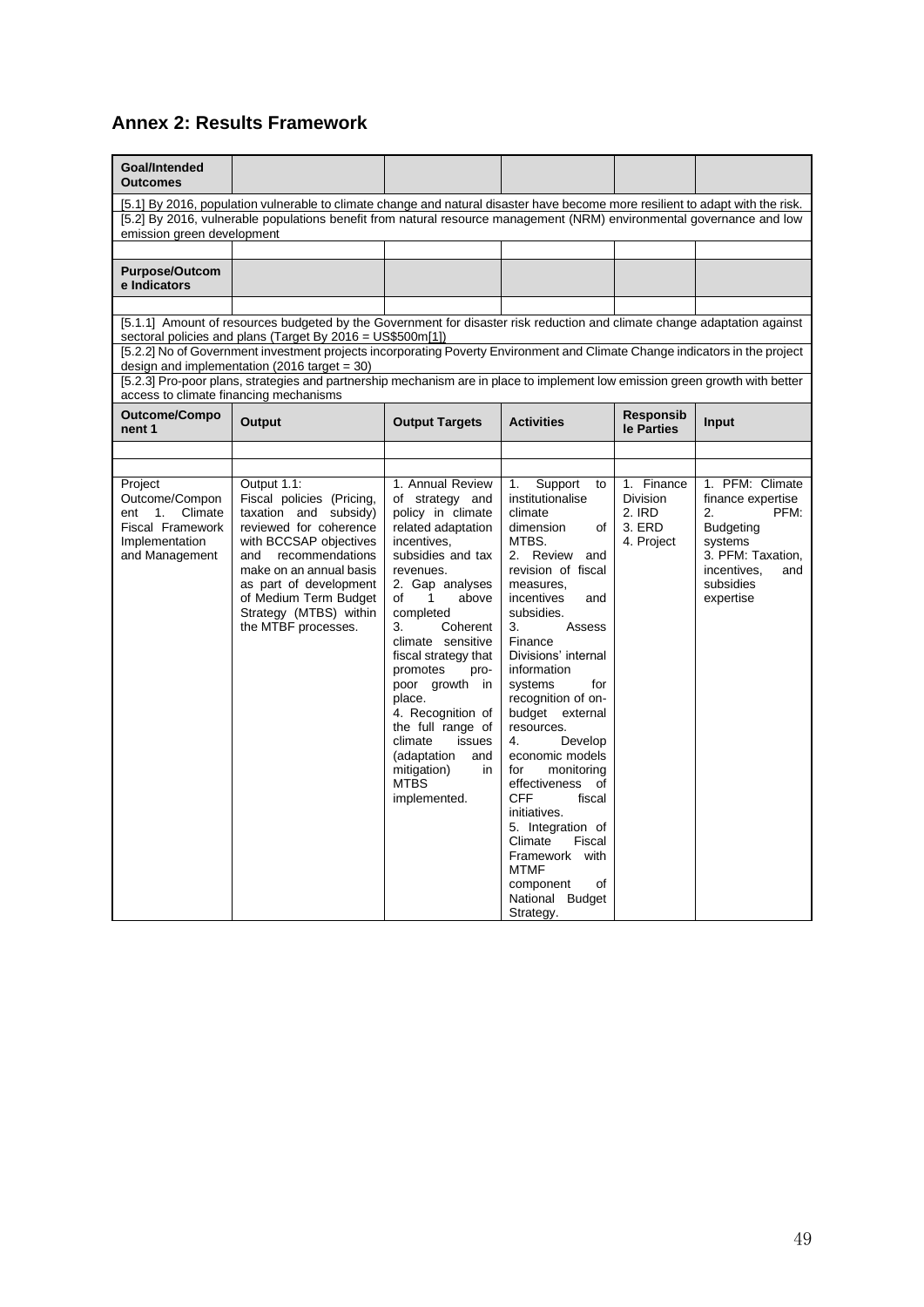## Annex 2: Results Framework

| Goal/Intended Outcomes | | | | | |
|---|---|---|---|---|---|
| [5.1] By 2016, population vulnerable to climate change and natural disaster have become more resilient to adapt with the risk. | | | | | |
| [5.2] By 2016, vulnerable populations benefit from natural resource management (NRM) environmental governance and low emission green development | | | | | |
| | | | | | |
| **Purpose/Outcome Indicators** | | | | | |
| | | | | | |
| [5.1.1] Amount of resources budgeted by the Government for disaster risk reduction and climate change adaptation against sectoral policies and plans (Target By 2016 = US$500m[1]) | | | | | |
| [5.2.2] No of Government investment projects incorporating Poverty Environment and Climate Change indicators in the project design and implementation (2016 target = 30) | | | | | |
| [5.2.3] Pro-poor plans, strategies and partnership mechanism are in place to implement low emission green growth with better access to climate financing mechanisms | | | | | |
| **Outcome/Component 1** | **Output** | **Output Targets** | **Activities** | **Responsible Parties** | **Input** |
| | | | | | |
| | | | | | |
| Project Outcome/Component 1. Climate Fiscal Framework Implementation and Management | Output 1.1: Fiscal policies (Pricing, taxation and subsidy) reviewed for coherence with BCCSAP objectives and recommendations make on an annual basis as part of development of Medium Term Budget Strategy (MTBS) within the MTBF processes. | 1. Annual Review of strategy and policy in climate related adaptation incentives, subsidies and tax revenues.<br>2. Gap analyses of 1 above completed<br>3. Coherent climate sensitive fiscal strategy that promotes pro-poor growth in place.<br>4. Recognition of the full range of climate issues (adaptation and mitigation) in MTBS implemented. | 1. Support to institutionalise climate dimension of MTBS.<br>2. Review and revision of fiscal measures, incentives and subsidies.<br>3. Assess Finance Divisions' internal information systems for recognition of on-budget external resources.<br>4. Develop economic models for monitoring effectiveness of CFF fiscal initiatives.<br>5. Integration of Climate Fiscal Framework with MTMF component of National Budget Strategy. | 1. Finance Division<br>2. IRD<br>3. ERD<br>4. Project | 1. PFM: Climate finance expertise<br>2. PFM: Budgeting systems<br>3. PFM: Taxation, incentives, and subsidies expertise |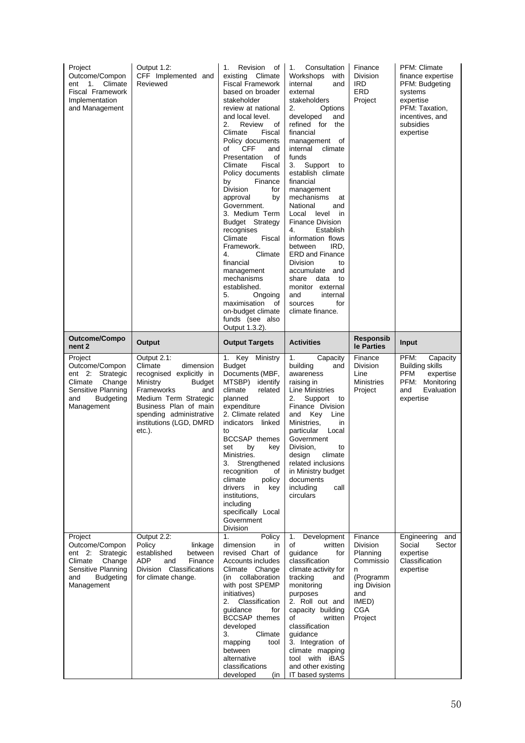| Project Outcome/Component 1. Climate Fiscal Framework Implementation and Management | Output 1.2: CFF Implemented and Reviewed | 1. Revision of existing Climate Fiscal Framework based on broader stakeholder review at national and local level.<br>2. Review of Climate Fiscal Policy documents of CFF and Presentation of Climate Fiscal Policy documents by Finance Division for approval by Government.<br>3. Medium Term Budget Strategy recognises Climate Fiscal Framework.<br>4. Climate financial management mechanisms established.<br>5. Ongoing maximisation of on-budget climate funds (see also Output 1.3.2). | 1. Consultation Workshops with internal and external stakeholders<br>2. Options developed and refined for the financial management of internal climate funds<br>3. Support to establish climate financial management mechanisms at National and Local level in Finance Division<br>4. Establish information flows between IRD, ERD and Finance Division to accumulate and share data to monitor external and internal sources for climate finance. | Finance Division<br>IRD<br>ERD<br>Project | PFM: Climate finance expertise<br>PFM: Budgeting systems expertise<br>PFM: Taxation, incentives, and subsidies expertise |
|---|---|---|---|---|---|
| **Outcome/Component 2** | **Output** | **Output Targets** | **Activities** | **Responsible Parties** | **Input** |
| Project Outcome/Component 2: Strategic Climate Change Sensitive Planning and Budgeting Management | Output 2.1: Climate dimension recognised explicitly in Ministry Budget Frameworks and Medium Term Strategic Business Plan of main spending administrative institutions (LGD, DMRD etc.). | 1. Key Ministry Budget Documents (MBF, MTSBP) identify climate related planned expenditure<br>2. Climate related indicators linked to BCCSAP themes set by key Ministries.<br>3. Strengthened recognition of climate policy drivers in key institutions, including specifically Local Government Division | 1. Capacity building and awareness raising in Line Ministries<br>2. Support to Finance Division and Key Line Ministries, in particular Local Government Division, to design climate related inclusions in Ministry budget documents including call circulars | Finance Division<br>Line Ministries<br>Project | PFM: Capacity Building skills<br>PFM expertise<br>PFM: Monitoring and Evaluation expertise |
| Project Outcome/Component 2: Strategic Climate Change Sensitive Planning and Budgeting Management | Output 2.2: Policy linkage established between ADP and Finance Division Classifications for climate change. | 1. Policy dimension in revised Chart of Accounts includes Climate Change (in collaboration with post SPEMP initiatives)<br>2. Classification guidance for BCCSAP themes developed<br>3. Climate mapping tool between alternative classifications developed (in | 1. Development of written guidance for classification climate activity for tracking and monitoring purposes<br>2. Roll out and capacity building of written classification guidance<br>3. Integration of climate mapping tool with iBAS and other existing IT based systems | Finance Division<br>Planning Commission<br>(Programming Division and IMED)<br>CGA<br>Project | Engineering and Social Sector expertise<br>Classification expertise |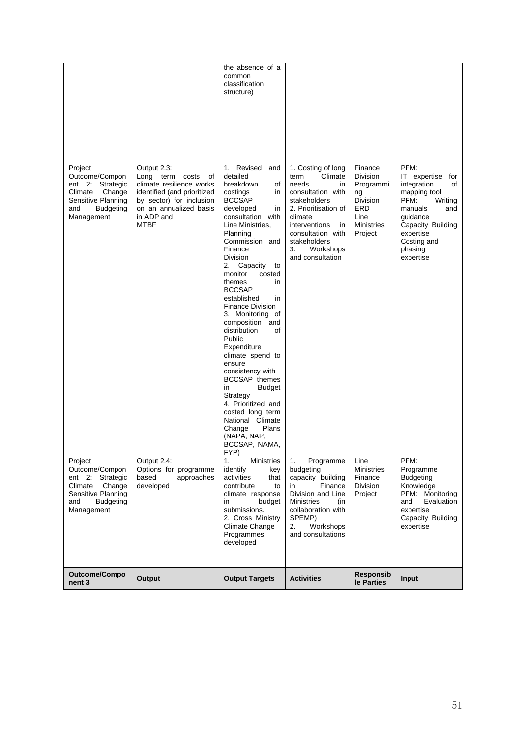| | | the absence of a common classification structure) | | | |
|---|---|---|---|---|---|
| Project Outcome/Component 2: Strategic Climate Change Sensitive Planning and Budgeting Management | Output 2.3: Long term costs of climate resilience works identified (and prioritized by sector) for inclusion on an annualized basis in ADP and MTBF | 1. Revised and detailed breakdown of costings in BCCSAP developed in consultation with Line Ministries, Planning Commission and Finance Division<br>2. Capacity to monitor costed themes in BCCSAP established in Finance Division<br>3. Monitoring of composition and distribution of Public Expenditure climate spend to ensure consistency with BCCSAP themes in Budget Strategy<br>4. Prioritized and costed long term National Climate Change Plans (NAPA, NAP, BCCSAP, NAMA, FYP) | 1. Costing of long term Climate needs in consultation with stakeholders<br>2. Prioritisation of climate interventions in consultation with stakeholders<br>3. Workshops and consultation | Finance Division Programming Division ERD Line Ministries Project | PFM: IT expertise for integration of mapping tool<br>PFM: Writing manuals and guidance<br>Capacity Building expertise<br>Costing and phasing expertise |
| Project Outcome/Component 2: Strategic Climate Change Sensitive Planning and Budgeting Management | Output 2.4: Options for programme based approaches developed | 1. Ministries identify key activities that contribute to climate response in budget submissions.<br>2. Cross Ministry Climate Change Programmes developed | 1. Programme budgeting capacity building in Finance Division and Line Ministries (in collaboration with SPEMP)<br>2. Workshops and consultations | Line Ministries Finance Division Project | PFM: Programme Budgeting Knowledge<br>PFM: Monitoring and Evaluation expertise<br>Capacity Building expertise |
| **Outcome/Component 3** | **Output** | **Output Targets** | **Activities** | **Responsible Parties** | **Input** |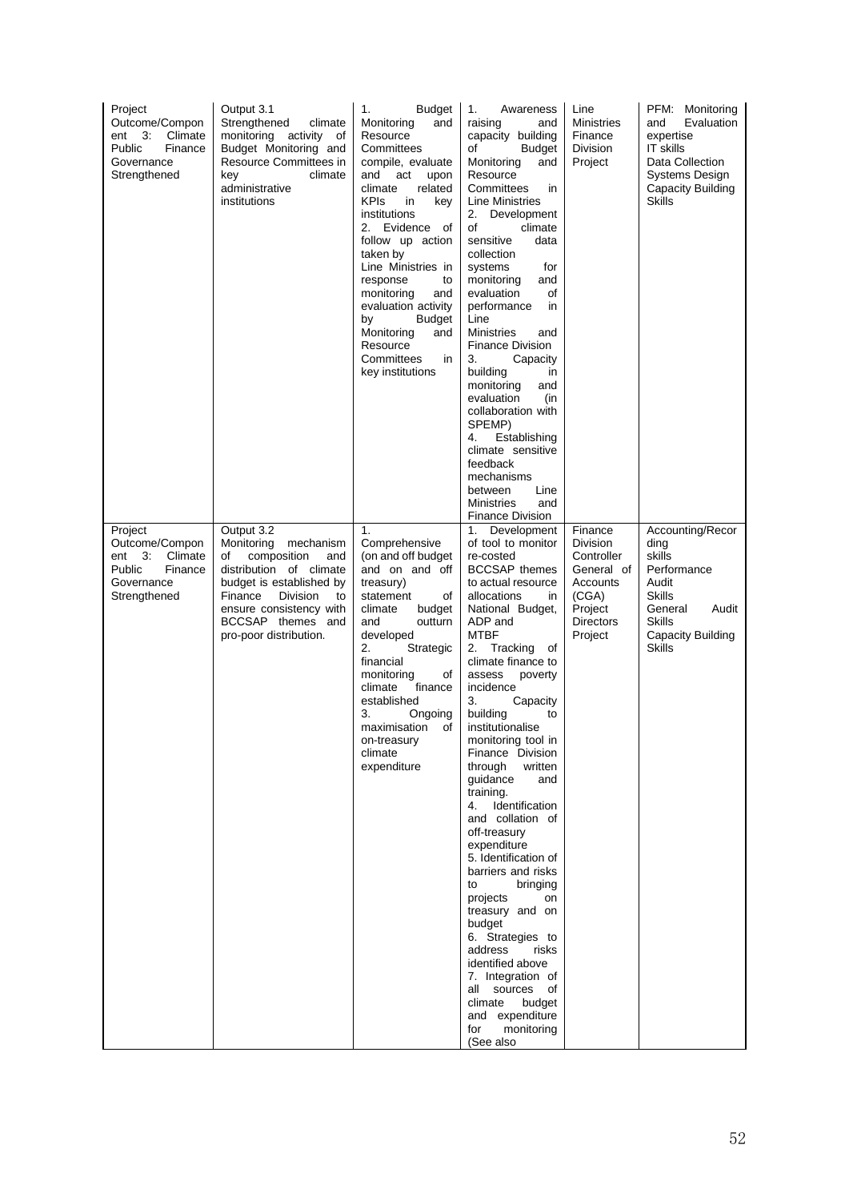| Project Outcome/Component 3: Climate Public Finance Governance Strengthened | Output 3.1 Strengthened climate monitoring activity of Budget Monitoring and Resource Committees in key climate administrative institutions | 1. Budget Monitoring and Resource Committees compile, evaluate and act upon climate related KPIs in key institutions<br>2. Evidence of follow up action taken by Line Ministries in response to monitoring and evaluation activity by Budget Monitoring and Resource Committees in key institutions | 1. Awareness raising and capacity building of Budget Monitoring and Resource Committees in Line Ministries<br>2. Development of climate sensitive data collection systems for monitoring and evaluation of performance in Line Ministries and Finance Division<br>3. Capacity building in monitoring and evaluation (in collaboration with SPEMP)<br>4. Establishing climate sensitive feedback mechanisms between Line Ministries and Finance Division | Line Ministries Finance Division Project | PFM: Monitoring and Evaluation expertise<br>IT skills<br>Data Collection Systems Design<br>Capacity Building Skills |
|---|---|---|---|---|---|
| Project Outcome/Component 3: Climate Public Finance Governance Strengthened | Output 3.2 Monitoring mechanism of composition and distribution of climate budget is established by Finance Division to ensure consistency with BCCSAP themes and pro-poor distribution. | 1. Comprehensive (on and off budget and on and off treasury) statement of climate budget and outturn developed<br>2. Strategic financial monitoring of climate finance established<br>3. Ongoing maximisation of on-treasury climate expenditure | 1. Development of tool to monitor re-costed BCCSAP themes to actual resource allocations in National Budget, ADP and MTBF<br>2. Tracking of climate finance to assess poverty incidence<br>3. Capacity building to institutionalise monitoring tool in Finance Division through written guidance and training.<br>4. Identification and collation of off-treasury expenditure<br>5. Identification of barriers and risks to bringing projects on treasury and on budget<br>6. Strategies to address risks identified above<br>7. Integration of all sources of climate budget and expenditure for monitoring (See also | Finance Division Controller General of Accounts (CGA) Project Directors Project | Accounting/Recording skills<br>Performance Audit Skills<br>General Audit Skills<br>Capacity Building Skills |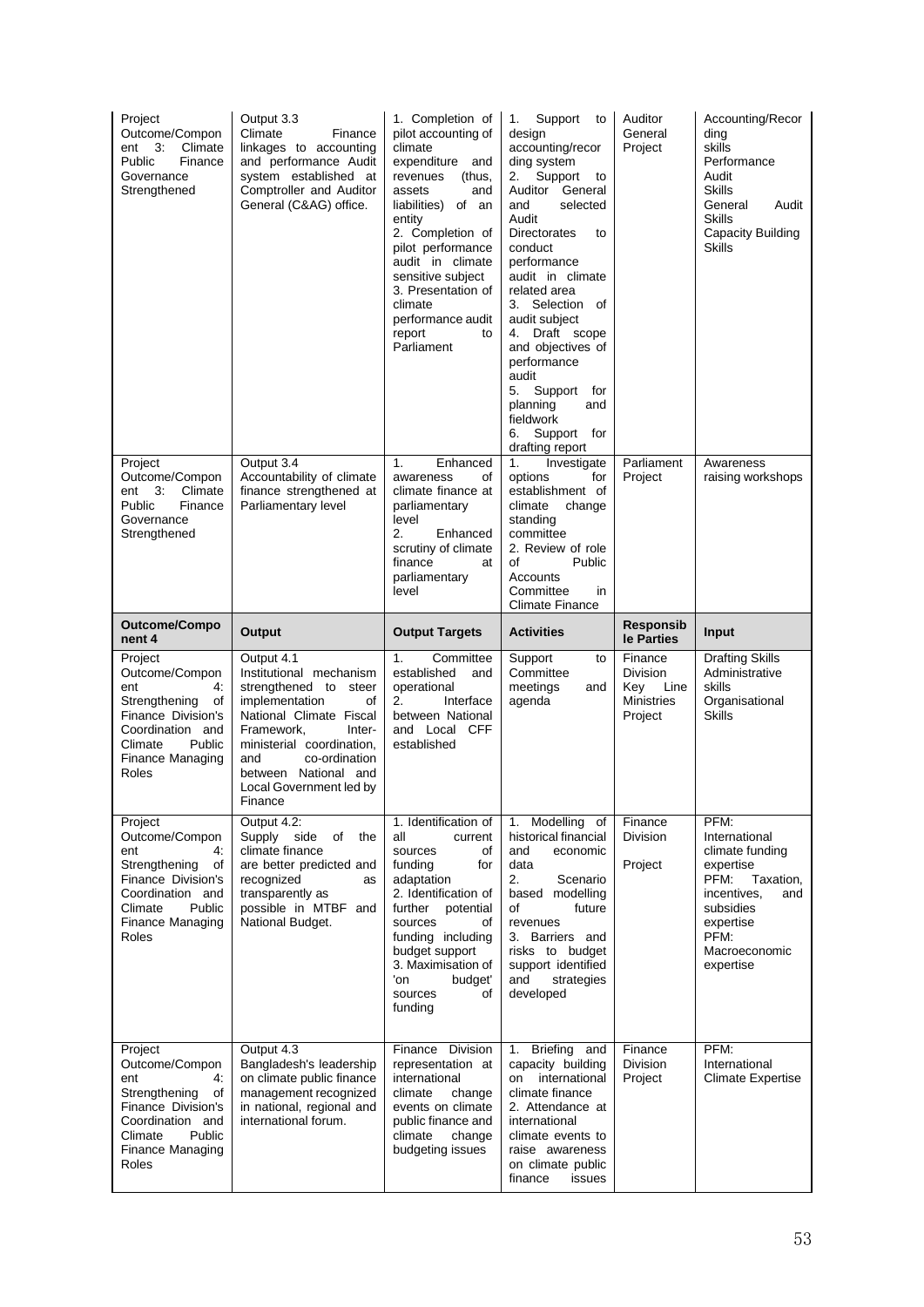| Project Outcome/Component 3: Climate Public Finance Governance Strengthened | Output 3.3 Climate Finance linkages to accounting and performance Audit system established at Comptroller and Auditor General (C&AG) office. | 1. Completion of pilot accounting of climate expenditure and revenues (thus, assets and liabilities) of an entity<br>2. Completion of pilot performance audit in climate sensitive subject<br>3. Presentation of climate performance audit report to Parliament | 1. Support to design accounting/recording system<br>2. Support to Auditor General and selected Audit Directorates to conduct performance audit in climate related area<br>3. Selection of audit subject<br>4. Draft scope and objectives of performance audit<br>5. Support for planning and fieldwork<br>6. Support for drafting report | Auditor General Project | Accounting/Recording skills<br>Performance Audit Skills<br>General Audit Skills<br>Capacity Building Skills |
|---|---|---|---|---|---|
| Project Outcome/Component 3: Climate Public Finance Governance Strengthened | Output 3.4 Accountability of climate finance strengthened at Parliamentary level | 1. Enhanced awareness of climate finance at parliamentary level<br>2. Enhanced scrutiny of climate finance at parliamentary level | 1. Investigate options for establishment of climate change standing committee<br>2. Review of role of Public Accounts Committee in Climate Finance | Parliament Project | Awareness raising workshops |
| **Outcome/Component 4** | **Output** | **Output Targets** | **Activities** | **Responsible Parties** | **Input** |
| Project Outcome/Component 4: Strengthening of Finance Division's Coordination and Climate Public Finance Managing Roles | Output 4.1 Institutional mechanism strengthened to steer implementation of National Climate Fiscal Framework, Inter-ministerial coordination, and co-ordination between National and Local Government led by Finance | 1. Committee established and operational<br>2. Interface between National and Local CFF established | Support to Committee meetings and agenda | Finance Division Key Line Ministries Project | Drafting Skills<br>Administrative skills<br>Organisational Skills |
| Project Outcome/Component 4: Strengthening of Finance Division's Coordination and Climate Public Finance Managing Roles | Output 4.2: Supply side of the climate finance are better predicted and recognized as transparently as possible in MTBF and National Budget. | 1. Identification of all current sources of funding for adaptation<br>2. Identification of further potential sources of funding including budget support<br>3. Maximisation of 'on budget' sources of funding | 1. Modelling of historical financial and economic data<br>2. Scenario based modelling of future revenues<br>3. Barriers and risks to budget support identified and strategies developed | Finance Division<br>Project | PFM: International climate funding expertise<br>PFM: Taxation, incentives, and subsidies expertise<br>PFM: Macroeconomic expertise |
| Project Outcome/Component 4: Strengthening of Finance Division's Coordination and Climate Public Finance Managing Roles | Output 4.3 Bangladesh's leadership on climate public finance management recognized in national, regional and international forum. | Finance Division representation at international climate change events on climate public finance and climate change budgeting issues | 1. Briefing and capacity building on international climate finance<br>2. Attendance at international climate events to raise awareness on climate public finance issues | Finance Division Project | PFM: International Climate Expertise |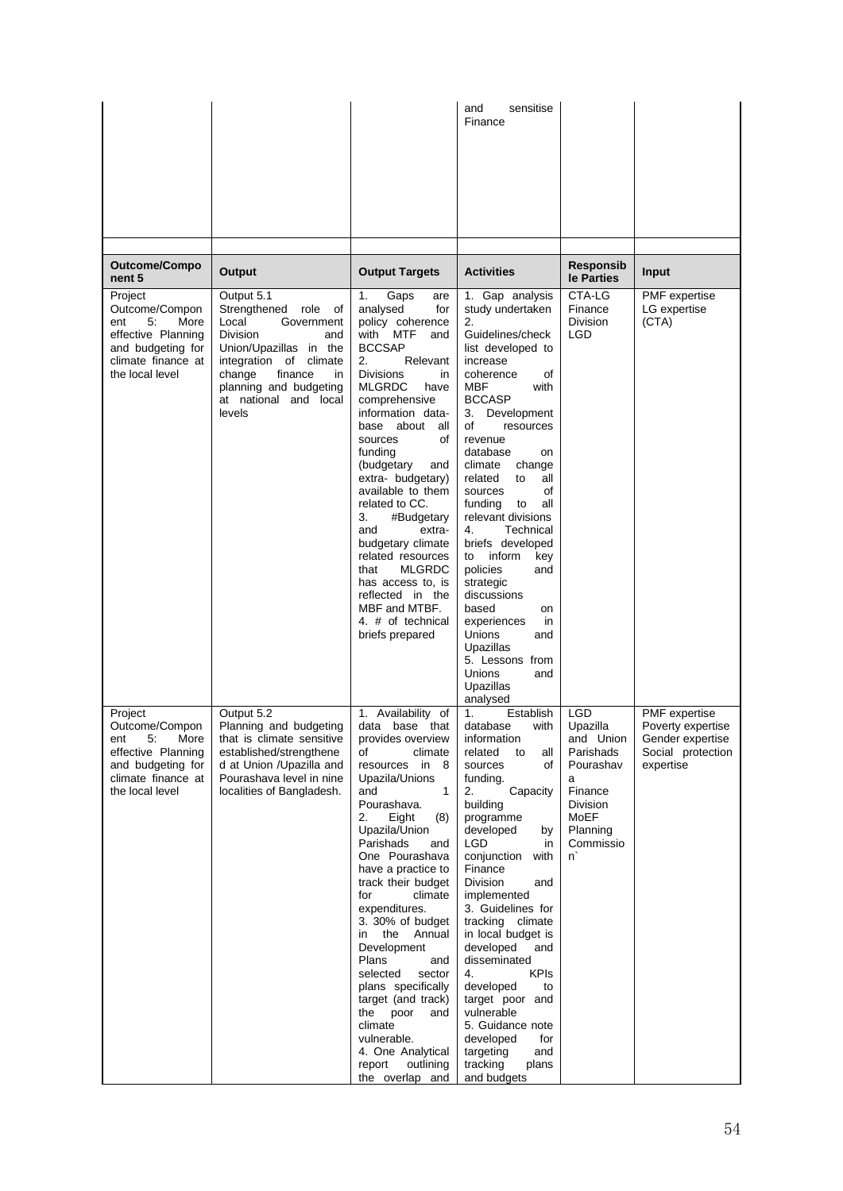| | | | and sensitise Finance | | |
|---|---|---|---|---|---|
| | | | | | |
| **Outcome/Component 5** | **Output** | **Output Targets** | **Activities** | **Responsible Parties** | **Input** |
| Project Outcome/Component 5: More effective Planning and budgeting for climate finance at the local level | Output 5.1 Strengthened role of Local Government Division and Union/Upazillas in the integration of climate change finance in planning and budgeting at national and local levels | 1. Gaps are analysed for policy coherence with MTF and BCCSAP 2. Relevant Divisions in MLGRDC have comprehensive information data-base about all sources of funding (budgetary and extra- budgetary) available to them related to CC. 3. #Budgetary and extra-budgetary climate related resources that MLGRDC has access to, is reflected in the MBF and MTBF. 4. # of technical briefs prepared | 1. Gap analysis study undertaken 2. Guidelines/check list developed to increase coherence of MBF with BCCASP 3. Development of resources revenue database on climate change related to all sources of funding to all relevant divisions 4. Technical briefs developed to inform key policies and strategic discussions based on experiences in Unions and Upazillas 5. Lessons from Unions and Upazillas analysed | CTA-LG Finance Division LGD | PMF expertise LG expertise (CTA) |
| Project Outcome/Component 5: More effective Planning and budgeting for climate finance at the local level | Output 5.2 Planning and budgeting that is climate sensitive established/strengthened at Union /Upazilla and Pourashava level in nine localities of Bangladesh. | 1. Availability of data base that provides overview of climate resources in 8 Upazila/Unions and 1 Pourashava. 2. Eight (8) Upazila/Union Parishads and One Pourashava have a practice to track their budget for climate expenditures. 3. 30% of budget in the Annual Development Plans and selected sector plans specifically target (and track) the poor and climate vulnerable. 4. One Analytical report outlining the overlap and | 1. Establish database with information related to all sources of funding. 2. Capacity building programme developed by LGD in conjunction with Finance Division and implemented 3. Guidelines for tracking climate in local budget is developed and disseminated 4. KPIs developed to target poor and vulnerable 5. Guidance note developed for targeting and tracking plans and budgets | LGD Upazilla and Union Parishads Pourashava Finance Division MoEF Planning Commission` | PMF expertise Poverty expertise Gender expertise Social protection expertise |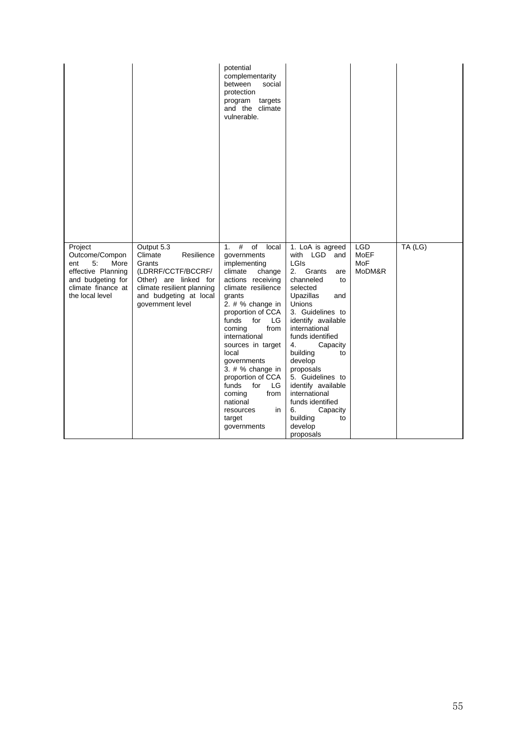| | | | | | |
|---|---|---|---|---|---|
| | | potential complementarity between social protection program targets and the climate vulnerable. | | | |
| Project Outcome/Component 5: More effective Planning and budgeting for climate finance at the local level | Output 5.3 Climate Resilience Grants (LDRRF/CCTF/BCCRF/ Other) are linked for climate resilient planning and budgeting at local government level | 1. # of local governments implementing climate change actions receiving climate resilience grants<br>2. # % change in proportion of CCA funds for LG coming from international sources in target local governments<br>3. # % change in proportion of CCA funds for LG coming from national resources in target governments | 1. LoA is agreed with LGD and LGIs<br>2. Grants are channeled to selected Upazillas and Unions<br>3. Guidelines to identify available international funds identified<br>4. Capacity building to develop proposals<br>5. Guidelines to identify available international funds identified<br>6. Capacity building to develop proposals | LGD<br>MoEF<br>MoF<br>MoDM&R | TA (LG) |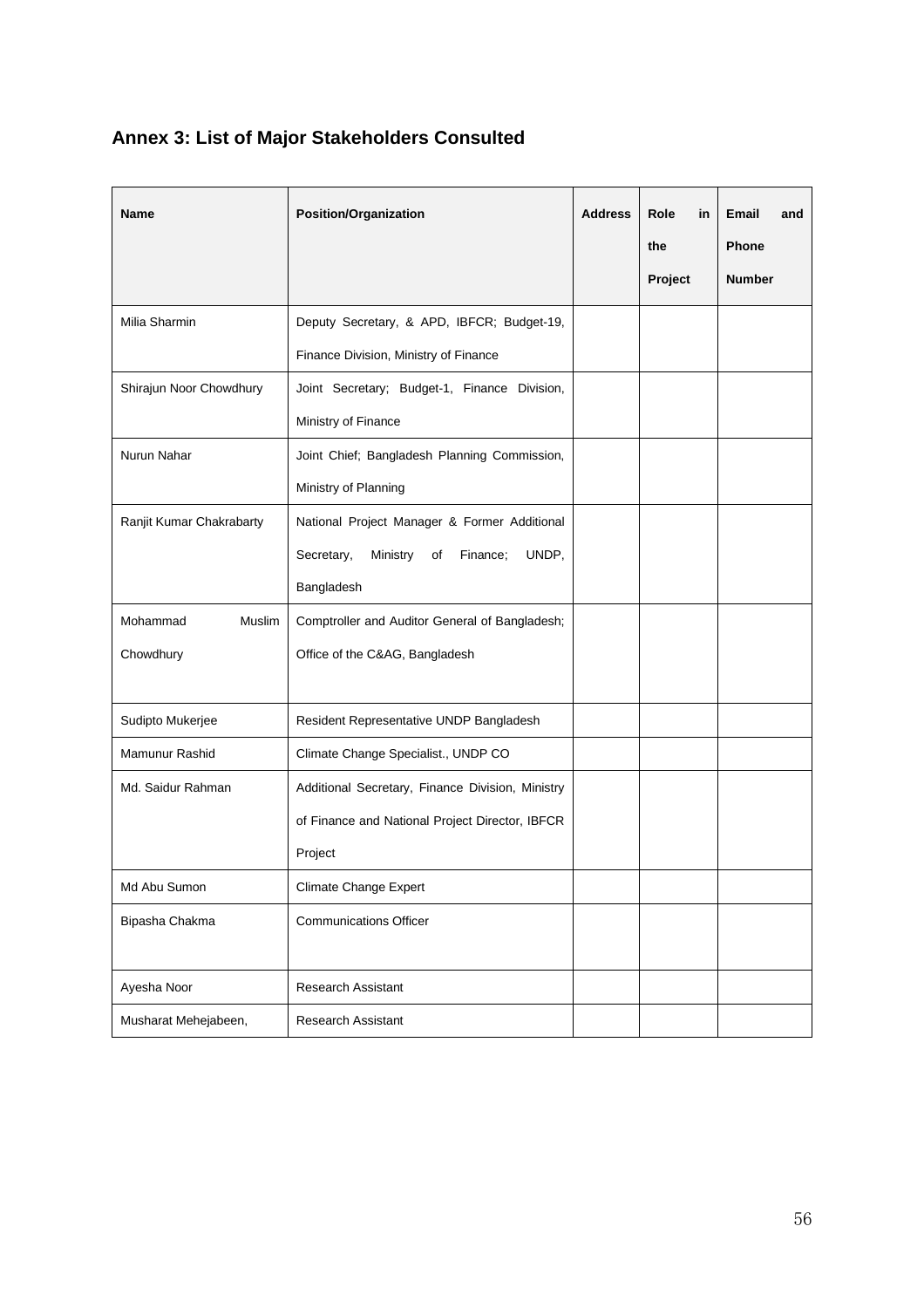## Annex 3: List of Major Stakeholders Consulted

| Name | Position/Organization | Address | Role in the Project | Email and Phone Number |
|---|---|---|---|---|
| Milia Sharmin | Deputy Secretary, & APD, IBFCR; Budget-19, Finance Division, Ministry of Finance | | | |
| Shirajun Noor Chowdhury | Joint Secretary; Budget-1, Finance Division, Ministry of Finance | | | |
| Nurun Nahar | Joint Chief; Bangladesh Planning Commission, Ministry of Planning | | | |
| Ranjit Kumar Chakrabarty | National Project Manager & Former Additional Secretary, Ministry of Finance; UNDP, Bangladesh | | | |
| Mohammad Muslim Chowdhury | Comptroller and Auditor General of Bangladesh; Office of the C&AG, Bangladesh | | | |
| Sudipto Mukerjee | Resident Representative UNDP Bangladesh | | | |
| Mamunur Rashid | Climate Change Specialist., UNDP CO | | | |
| Md. Saidur Rahman | Additional Secretary, Finance Division, Ministry of Finance and National Project Director, IBFCR Project | | | |
| Md Abu Sumon | Climate Change Expert | | | |
| Bipasha Chakma | Communications Officer | | | |
| Ayesha Noor | Research Assistant | | | |
| Musharat Mehejabeen, | Research Assistant | | | |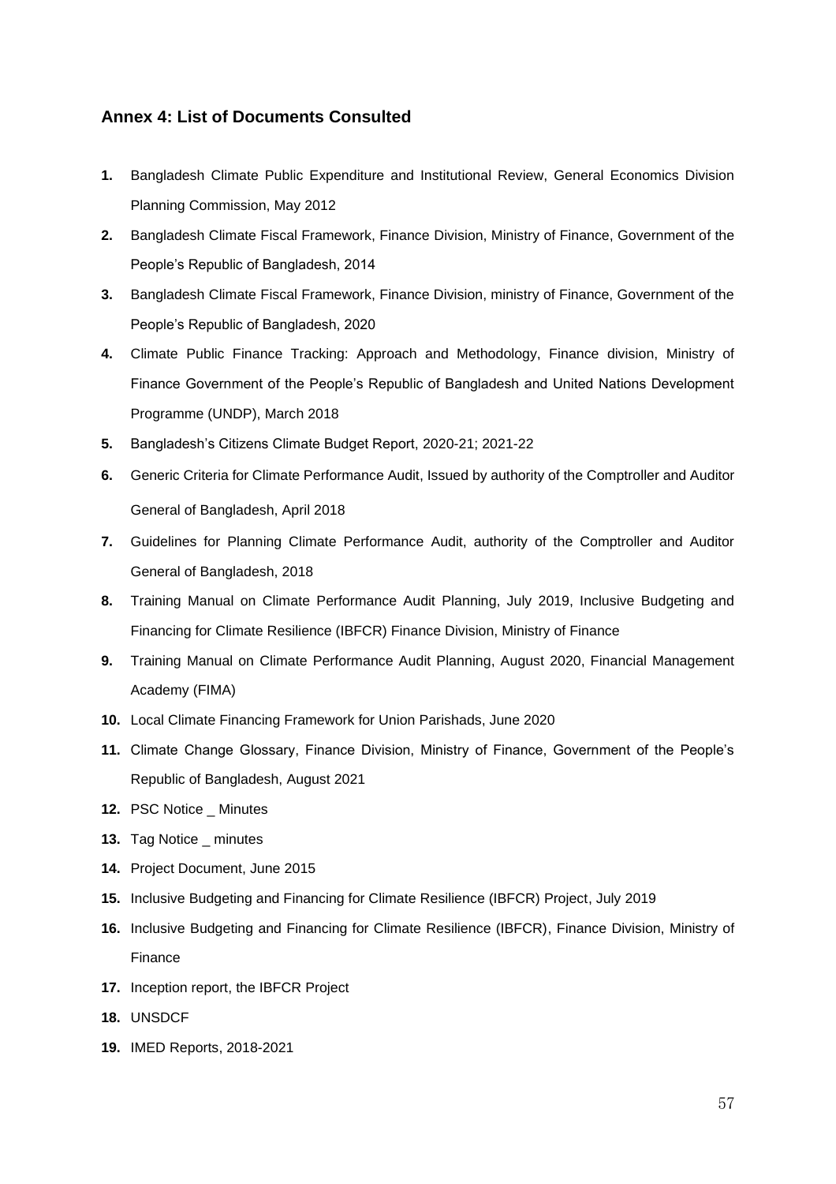## Annex 4: List of Documents Consulted

1. Bangladesh Climate Public Expenditure and Institutional Review, General Economics Division Planning Commission, May 2012
2. Bangladesh Climate Fiscal Framework, Finance Division, Ministry of Finance, Government of the People's Republic of Bangladesh, 2014
3. Bangladesh Climate Fiscal Framework, Finance Division, ministry of Finance, Government of the People's Republic of Bangladesh, 2020
4. Climate Public Finance Tracking: Approach and Methodology, Finance division, Ministry of Finance Government of the People's Republic of Bangladesh and United Nations Development Programme (UNDP), March 2018
5. Bangladesh's Citizens Climate Budget Report, 2020-21; 2021-22
6. Generic Criteria for Climate Performance Audit, Issued by authority of the Comptroller and Auditor General of Bangladesh, April 2018
7. Guidelines for Planning Climate Performance Audit, authority of the Comptroller and Auditor General of Bangladesh, 2018
8. Training Manual on Climate Performance Audit Planning, July 2019, Inclusive Budgeting and Financing for Climate Resilience (IBFCR) Finance Division, Ministry of Finance
9. Training Manual on Climate Performance Audit Planning, August 2020, Financial Management Academy (FIMA)
10. Local Climate Financing Framework for Union Parishads, June 2020
11. Climate Change Glossary, Finance Division, Ministry of Finance, Government of the People's Republic of Bangladesh, August 2021
12. PSC Notice _ Minutes
13. Tag Notice _ minutes
14. Project Document, June 2015
15. Inclusive Budgeting and Financing for Climate Resilience (IBFCR) Project, July 2019
16. Inclusive Budgeting and Financing for Climate Resilience (IBFCR), Finance Division, Ministry of Finance
17. Inception report, the IBFCR Project
18. UNSDCF
19. IMED Reports, 2018-2021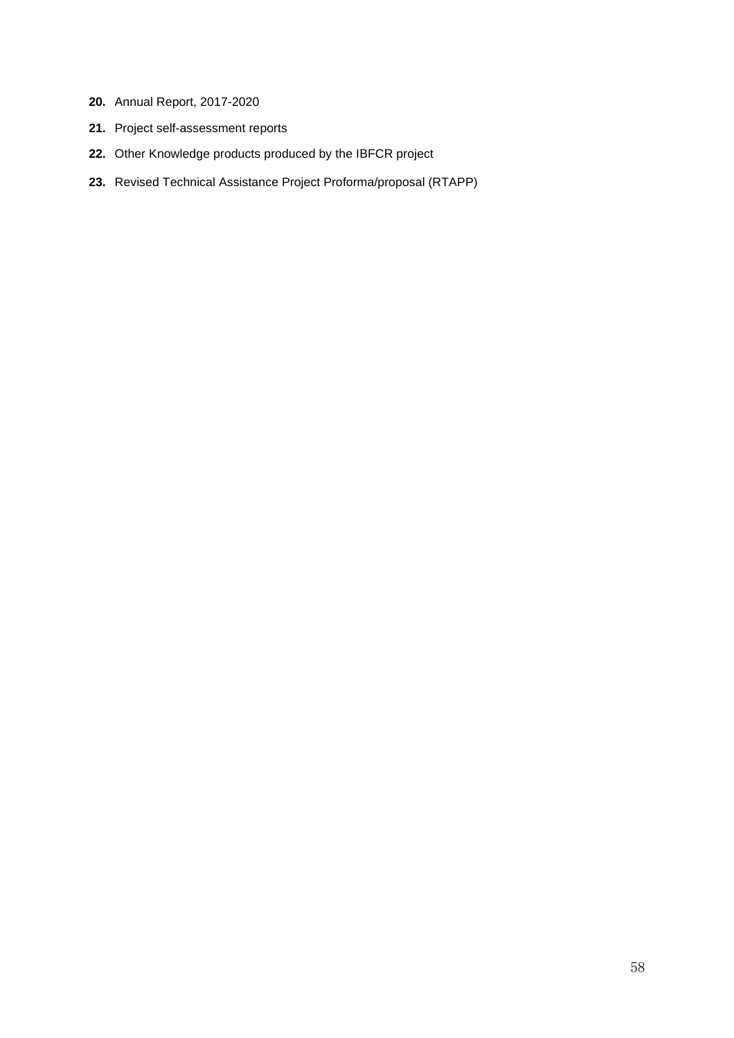**20.** Annual Report, 2017-2020

**21.** Project self-assessment reports

**22.** Other Knowledge products produced by the IBFCR project

**23.** Revised Technical Assistance Project Proforma/proposal (RTAPP)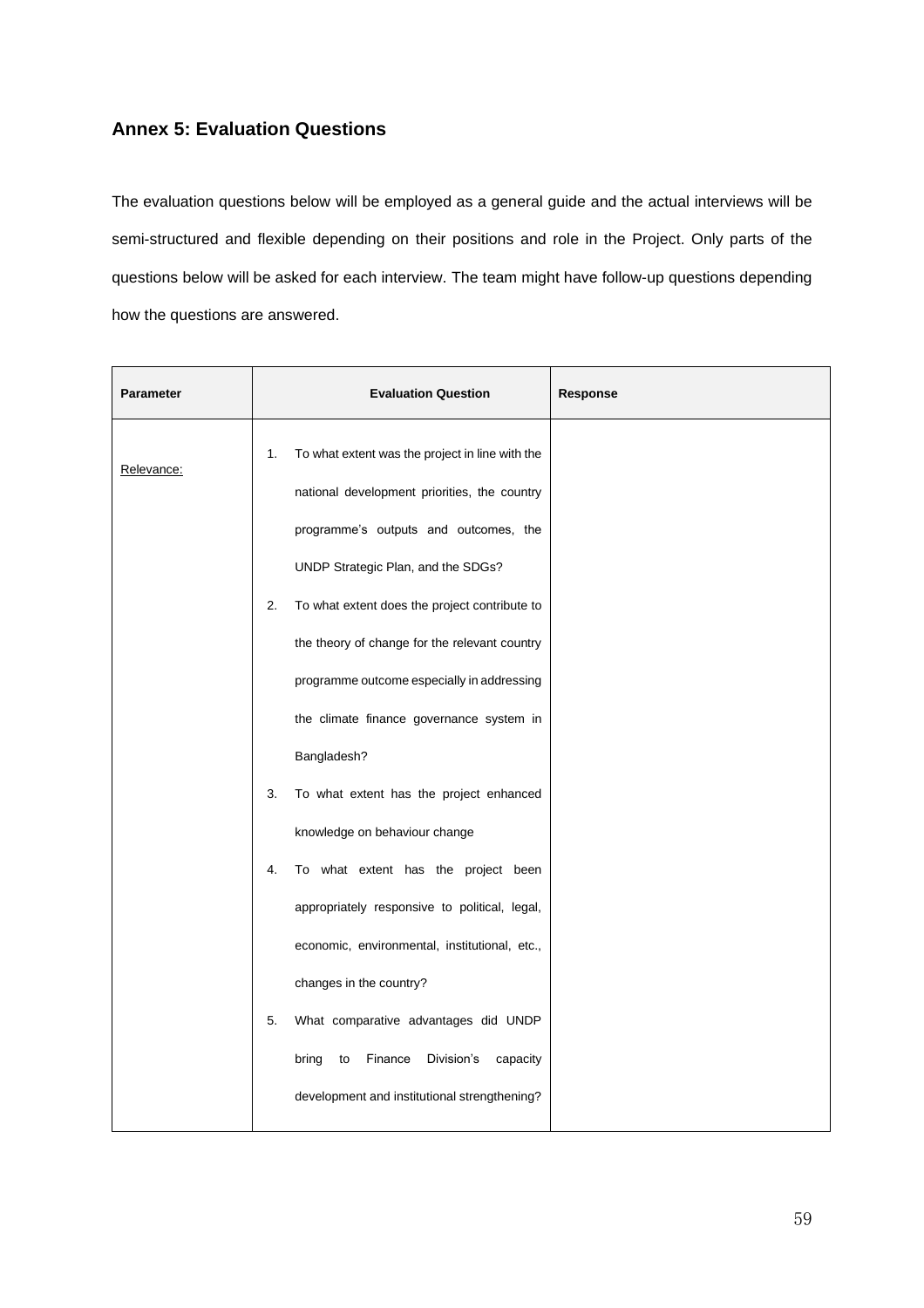## Annex 5: Evaluation Questions

The evaluation questions below will be employed as a general guide and the actual interviews will be semi-structured and flexible depending on their positions and role in the Project. Only parts of the questions below will be asked for each interview. The team might have follow-up questions depending how the questions are answered.

| Parameter | Evaluation Question | Response |
|---|---|---|
| Relevance: | 1. To what extent was the project in line with the national development priorities, the country programme's outputs and outcomes, the UNDP Strategic Plan, and the SDGs?<br>2. To what extent does the project contribute to the theory of change for the relevant country programme outcome especially in addressing the climate finance governance system in Bangladesh?<br>3. To what extent has the project enhanced knowledge on behaviour change<br>4. To what extent has the project been appropriately responsive to political, legal, economic, environmental, institutional, etc., changes in the country?<br>5. What comparative advantages did UNDP bring to Finance Division's capacity development and institutional strengthening? | |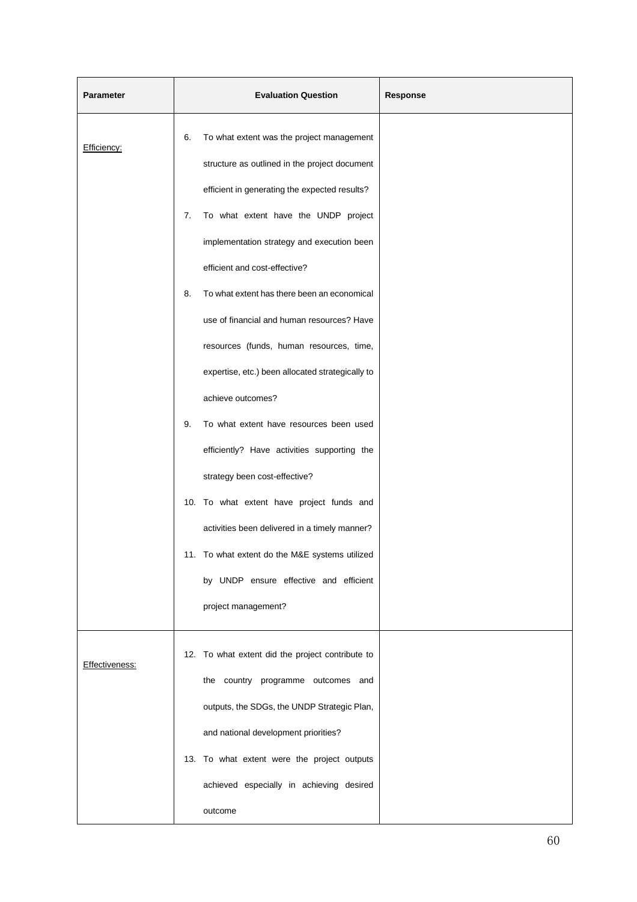| Parameter | Evaluation Question | Response |
|---|---|---|
| Efficiency: | 6. To what extent was the project management structure as outlined in the project document efficient in generating the expected results?<br>7. To what extent have the UNDP project implementation strategy and execution been efficient and cost-effective?<br>8. To what extent has there been an economical use of financial and human resources? Have resources (funds, human resources, time, expertise, etc.) been allocated strategically to achieve outcomes?<br>9. To what extent have resources been used efficiently? Have activities supporting the strategy been cost-effective?<br>10. To what extent have project funds and activities been delivered in a timely manner?<br>11. To what extent do the M&E systems utilized by UNDP ensure effective and efficient project management? | |
| Effectiveness: | 12. To what extent did the project contribute to the country programme outcomes and outputs, the SDGs, the UNDP Strategic Plan, and national development priorities?<br>13. To what extent were the project outputs achieved especially in achieving desired outcome | |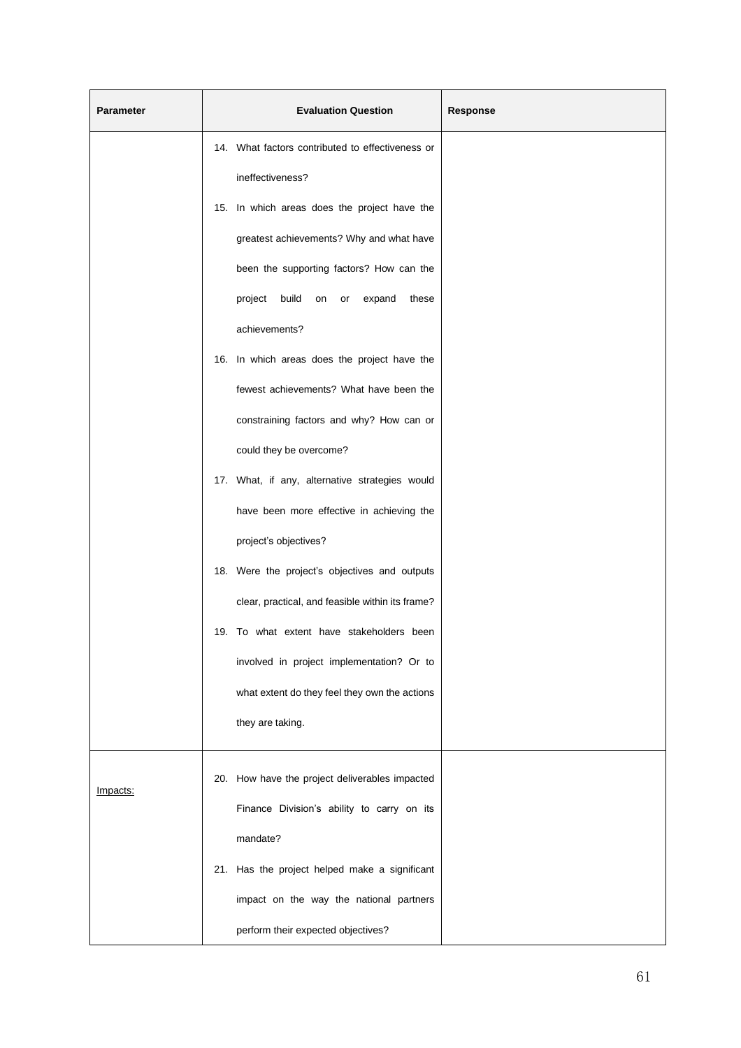| Parameter | Evaluation Question | Response |
|---|---|---|
| | 14. What factors contributed to effectiveness or ineffectiveness?<br>15. In which areas does the project have the greatest achievements? Why and what have been the supporting factors? How can the project build on or expand these achievements?<br>16. In which areas does the project have the fewest achievements? What have been the constraining factors and why? How can or could they be overcome?<br>17. What, if any, alternative strategies would have been more effective in achieving the project's objectives?<br>18. Were the project's objectives and outputs clear, practical, and feasible within its frame?<br>19. To what extent have stakeholders been involved in project implementation? Or to what extent do they feel they own the actions they are taking. | |
| Impacts: | 20. How have the project deliverables impacted Finance Division's ability to carry on its mandate?<br>21. Has the project helped make a significant impact on the way the national partners perform their expected objectives? | |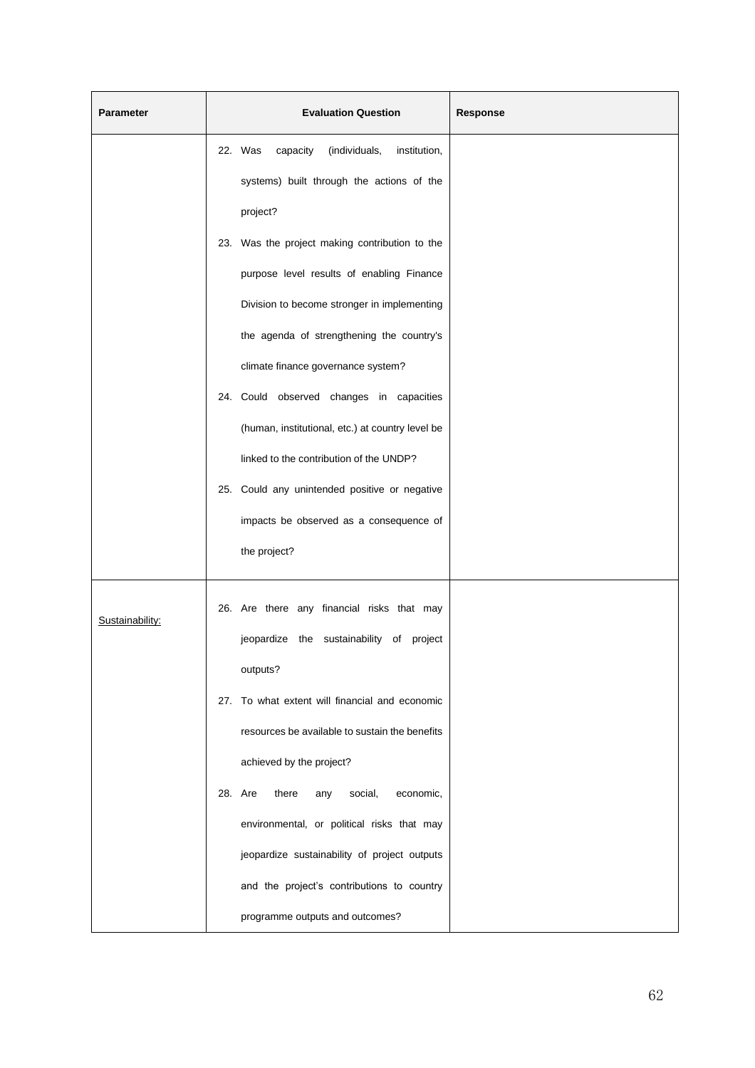| Parameter | Evaluation Question | Response |
|---|---|---|
| | 22. Was capacity (individuals, institution, systems) built through the actions of the project?<br>23. Was the project making contribution to the purpose level results of enabling Finance Division to become stronger in implementing the agenda of strengthening the country's climate finance governance system?<br>24. Could observed changes in capacities (human, institutional, etc.) at country level be linked to the contribution of the UNDP?<br>25. Could any unintended positive or negative impacts be observed as a consequence of the project? | |
| Sustainability: | 26. Are there any financial risks that may jeopardize the sustainability of project outputs?<br>27. To what extent will financial and economic resources be available to sustain the benefits achieved by the project?<br>28. Are there any social, economic, environmental, or political risks that may jeopardize sustainability of project outputs and the project's contributions to country programme outputs and outcomes? | |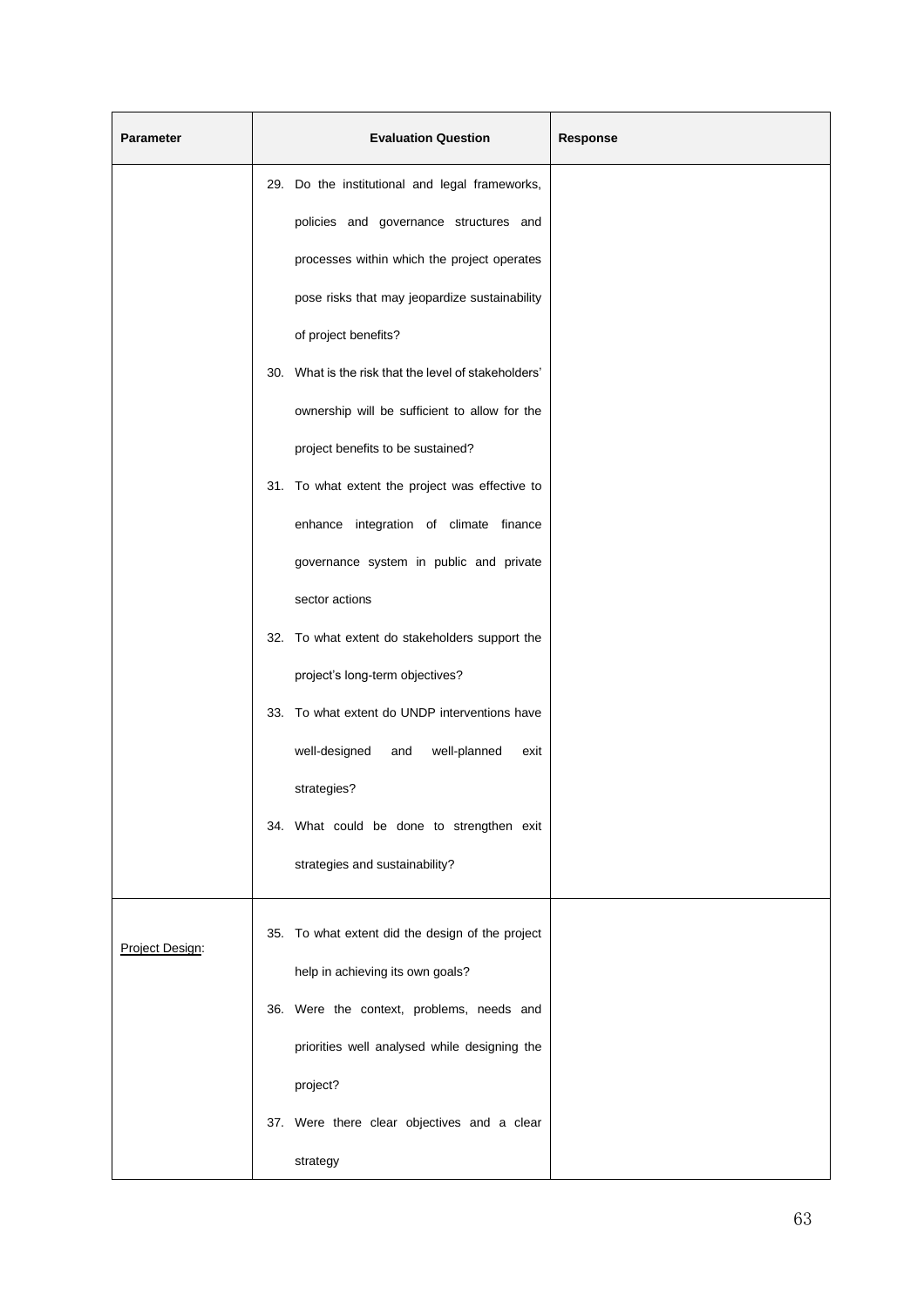| Parameter | Evaluation Question | Response |
|---|---|---|
| | 29. Do the institutional and legal frameworks, policies and governance structures and processes within which the project operates pose risks that may jeopardize sustainability of project benefits?<br>30. What is the risk that the level of stakeholders' ownership will be sufficient to allow for the project benefits to be sustained?<br>31. To what extent the project was effective to enhance integration of climate finance governance system in public and private sector actions<br>32. To what extent do stakeholders support the project's long-term objectives?<br>33. To what extent do UNDP interventions have well-designed and well-planned exit strategies?<br>34. What could be done to strengthen exit strategies and sustainability? | |
| Project Design: | 35. To what extent did the design of the project help in achieving its own goals?<br>36. Were the context, problems, needs and priorities well analysed while designing the project?<br>37. Were there clear objectives and a clear strategy | |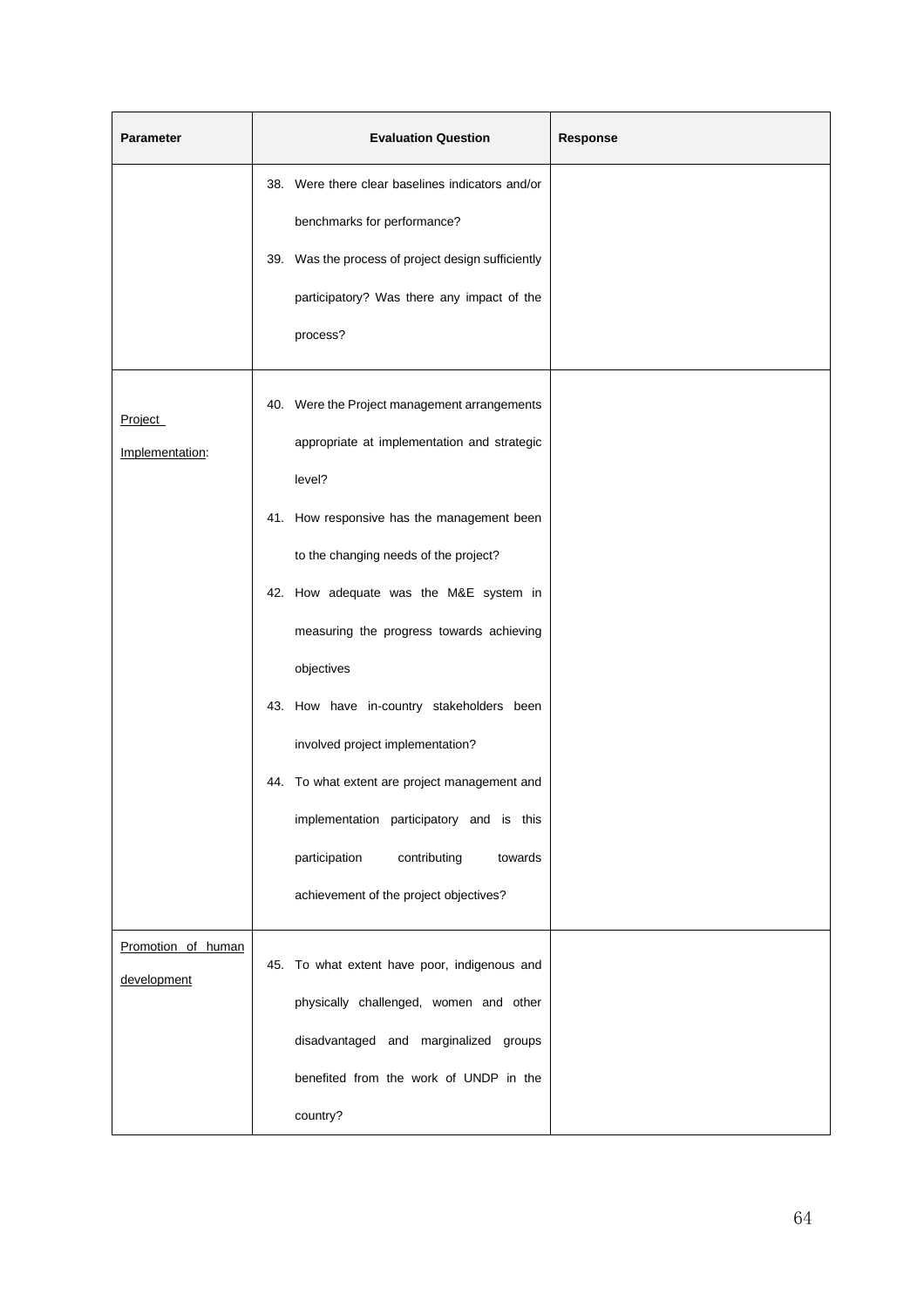| Parameter | Evaluation Question | Response |
| --- | --- | --- |
| | 38. Were there clear baselines indicators and/or benchmarks for performance?<br>39. Was the process of project design sufficiently participatory? Was there any impact of the process? | |
| Project Implementation: | 40. Were the Project management arrangements appropriate at implementation and strategic level?<br>41. How responsive has the management been to the changing needs of the project?<br>42. How adequate was the M&E system in measuring the progress towards achieving objectives<br>43. How have in-country stakeholders been involved project implementation?<br>44. To what extent are project management and implementation participatory and is this participation contributing towards achievement of the project objectives? | |
| Promotion of human development | 45. To what extent have poor, indigenous and physically challenged, women and other disadvantaged and marginalized groups benefited from the work of UNDP in the country? | |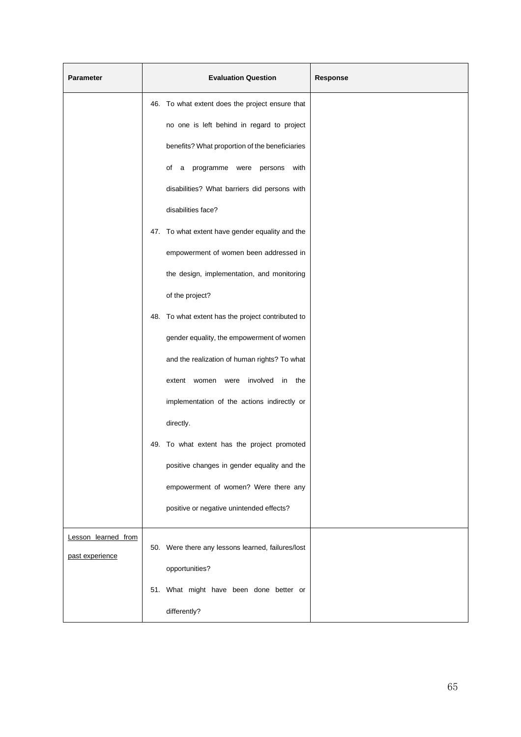| Parameter | Evaluation Question | Response |
|---|---|---|
| | 46. To what extent does the project ensure that no one is left behind in regard to project benefits? What proportion of the beneficiaries of a programme were persons with disabilities? What barriers did persons with disabilities face?<br>47. To what extent have gender equality and the empowerment of women been addressed in the design, implementation, and monitoring of the project?<br>48. To what extent has the project contributed to gender equality, the empowerment of women and the realization of human rights? To what extent women were involved in the implementation of the actions indirectly or directly.<br>49. To what extent has the project promoted positive changes in gender equality and the empowerment of women? Were there any positive or negative unintended effects? | |
| Lesson learned from past experience | 50. Were there any lessons learned, failures/lost opportunities?<br>51. What might have been done better or differently? | |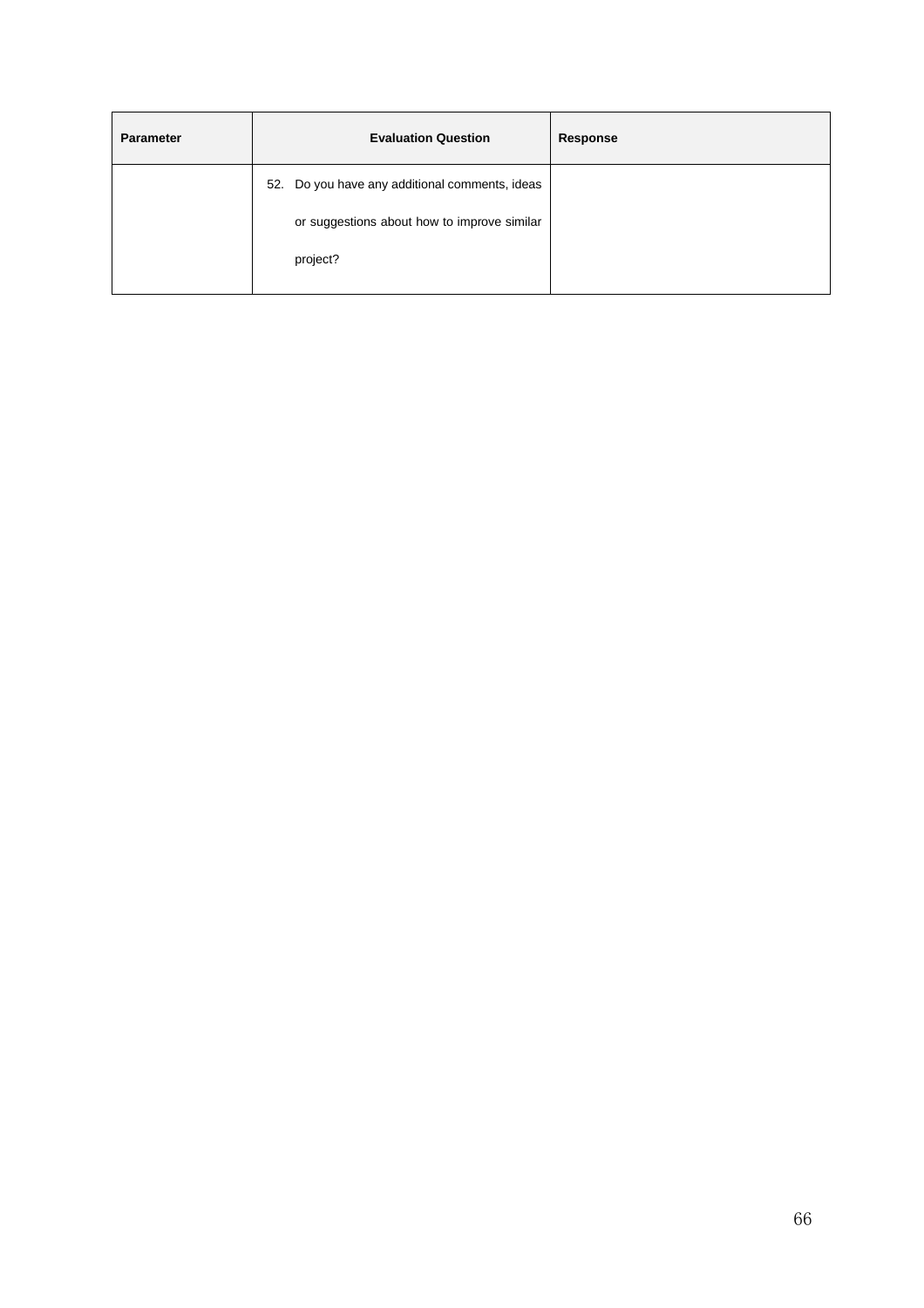| Parameter | Evaluation Question | Response |
|---|---|---|
| | 52. Do you have any additional comments, ideas or suggestions about how to improve similar project? | |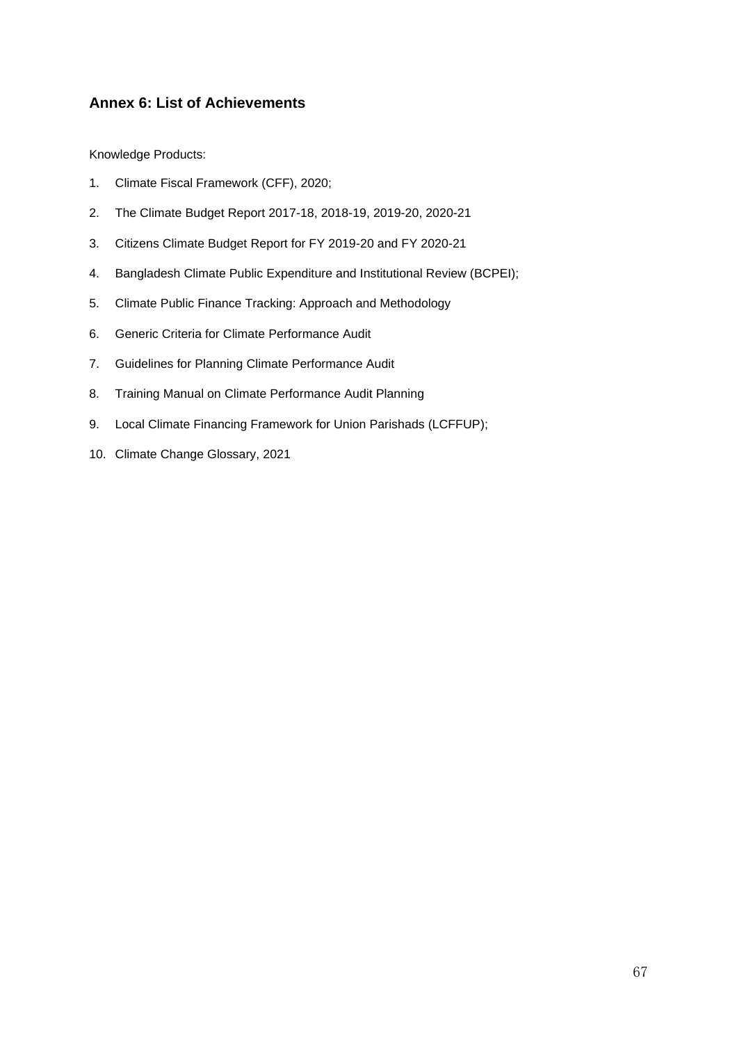## Annex 6: List of Achievements

Knowledge Products:

1. Climate Fiscal Framework (CFF), 2020;
2. The Climate Budget Report 2017-18, 2018-19, 2019-20, 2020-21
3. Citizens Climate Budget Report for FY 2019-20 and FY 2020-21
4. Bangladesh Climate Public Expenditure and Institutional Review (BCPEI);
5. Climate Public Finance Tracking: Approach and Methodology
6. Generic Criteria for Climate Performance Audit
7. Guidelines for Planning Climate Performance Audit
8. Training Manual on Climate Performance Audit Planning
9. Local Climate Financing Framework for Union Parishads (LCFFUP);
10. Climate Change Glossary, 2021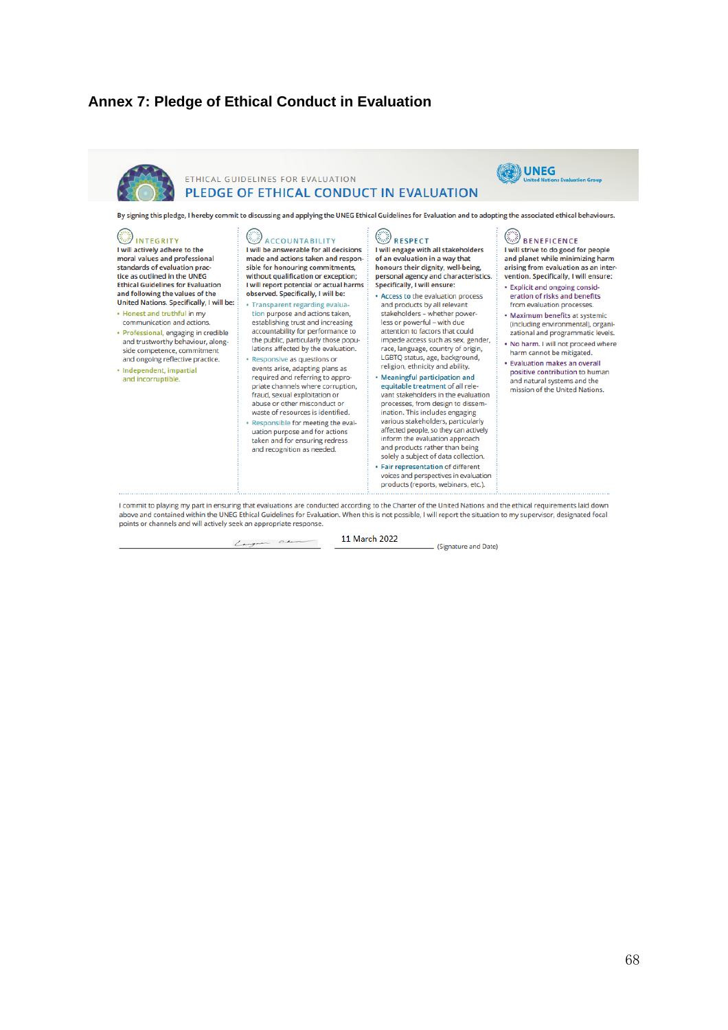# Annex 7: Pledge of Ethical Conduct in Evaluation

ETHICAL GUIDELINES FOR EVALUATION

## PLEDGE OF ETHICAL CONDUCT IN EVALUATION

UNEG United Nations Evaluation Group

**By signing this pledge, I hereby commit to discussing and applying the UNEG Ethical Guidelines for Evaluation and to adopting the associated ethical behaviours.**

### INTEGRITY

**I will actively adhere to the moral values and professional standards of evaluation practice as outlined in the UNEG Ethical Guidelines for Evaluation and following the values of the United Nations. Specifically, I will be:**

- Honest and truthful in my communication and actions.
- Professional, engaging in credible and trustworthy behaviour, alongside competence, commitment and ongoing reflective practice.
- Independent, impartial and incorruptible.

### ACCOUNTABILITY

**I will be answerable for all decisions made and actions taken and responsible for honouring commitments, without qualification or exception; I will report potential or actual harms observed. Specifically, I will be:**

- Transparent regarding evaluation purpose and actions taken, establishing trust and increasing accountability for performance to the public, particularly those populations affected by the evaluation.
- Responsive as questions or events arise, adapting plans as required and referring to appropriate channels where corruption, fraud, sexual exploitation or abuse or other misconduct or waste of resources is identified.
- Responsible for meeting the evaluation purpose and for actions taken and for ensuring redress and recognition as needed.

### RESPECT

**I will engage with all stakeholders of an evaluation in a way that honours their dignity, well-being, personal agency and characteristics. Specifically, I will ensure:**

- Access to the evaluation process and products by all relevant stakeholders – whether powerless or powerful – with due attention to factors that could impede access such as sex, gender, race, language, country of origin, LGBTQ status, age, background, religion, ethnicity and ability.
- Meaningful participation and equitable treatment of all relevant stakeholders in the evaluation processes, from design to dissemination. This includes engaging various stakeholders, particularly affected people, so they can actively inform the evaluation approach and products rather than being solely a subject of data collection.
- Fair representation of different voices and perspectives in evaluation products (reports, webinars, etc.).

### BENEFICENCE

**I will strive to do good for people and planet while minimizing harm arising from evaluation as an intervention. Specifically, I will ensure:**

- Explicit and ongoing consideration of risks and benefits from evaluation processes.
- Maximum benefits at systemic (including environmental), organizational and programmatic levels.
- No harm. I will not proceed where harm cannot be mitigated.
- Evaluation makes an overall positive contribution to human and natural systems and the mission of the United Nations.

I commit to playing my part in ensuring that evaluations are conducted according to the Charter of the United Nations and the ethical requirements laid down above and contained within the UNEG Ethical Guidelines for Evaluation. When this is not possible, I will report the situation to my supervisor, designated focal points or channels and will actively seek an appropriate response.

[signature] 11 March 2022 (Signature and Date)